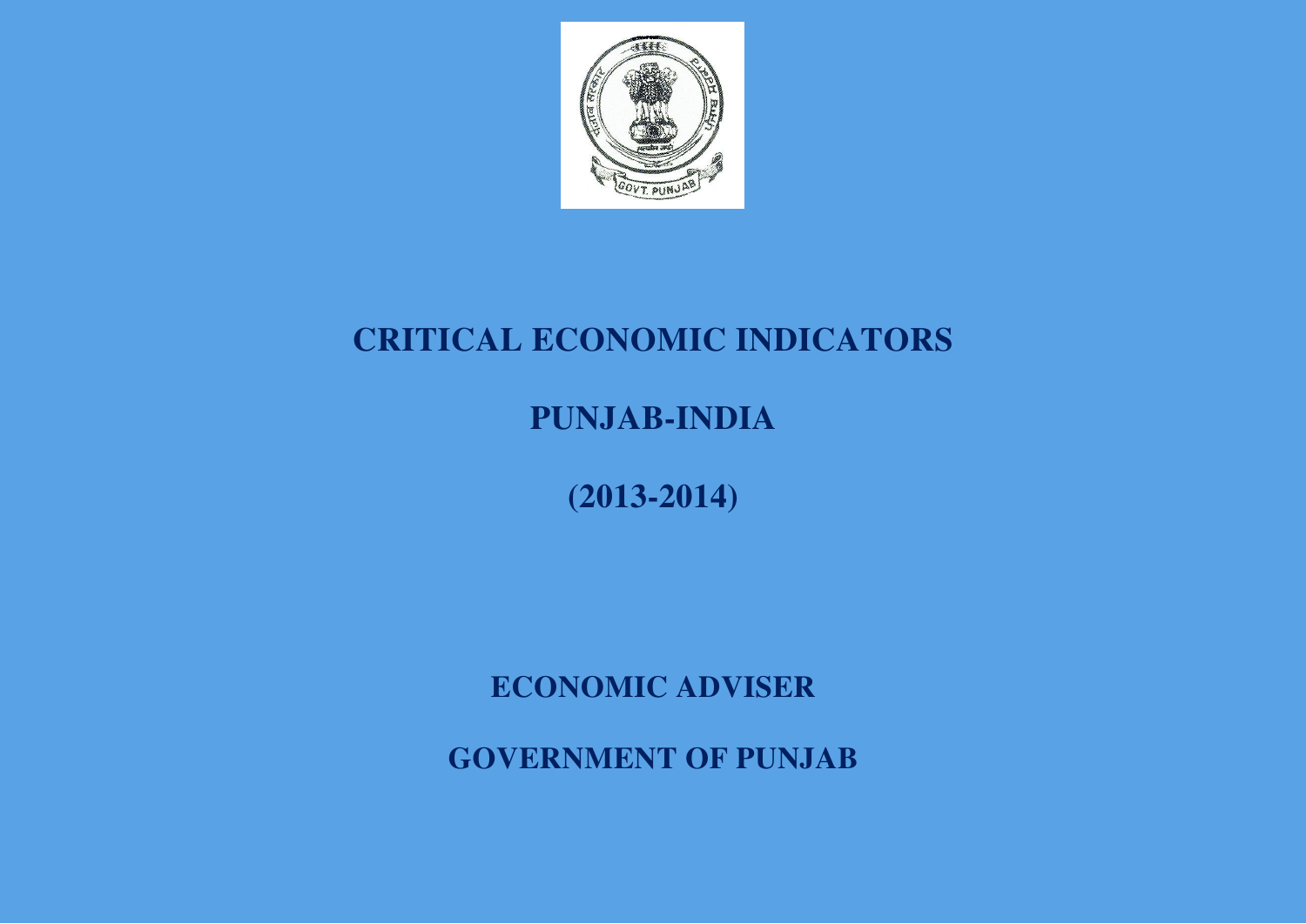# CRITICAL ECONOMIC INDICATORS

# PUNJAB-INDIA

# (2013-2014)

## ECONOMIC ADVISER

## GOVERNMENT OF PUNJAB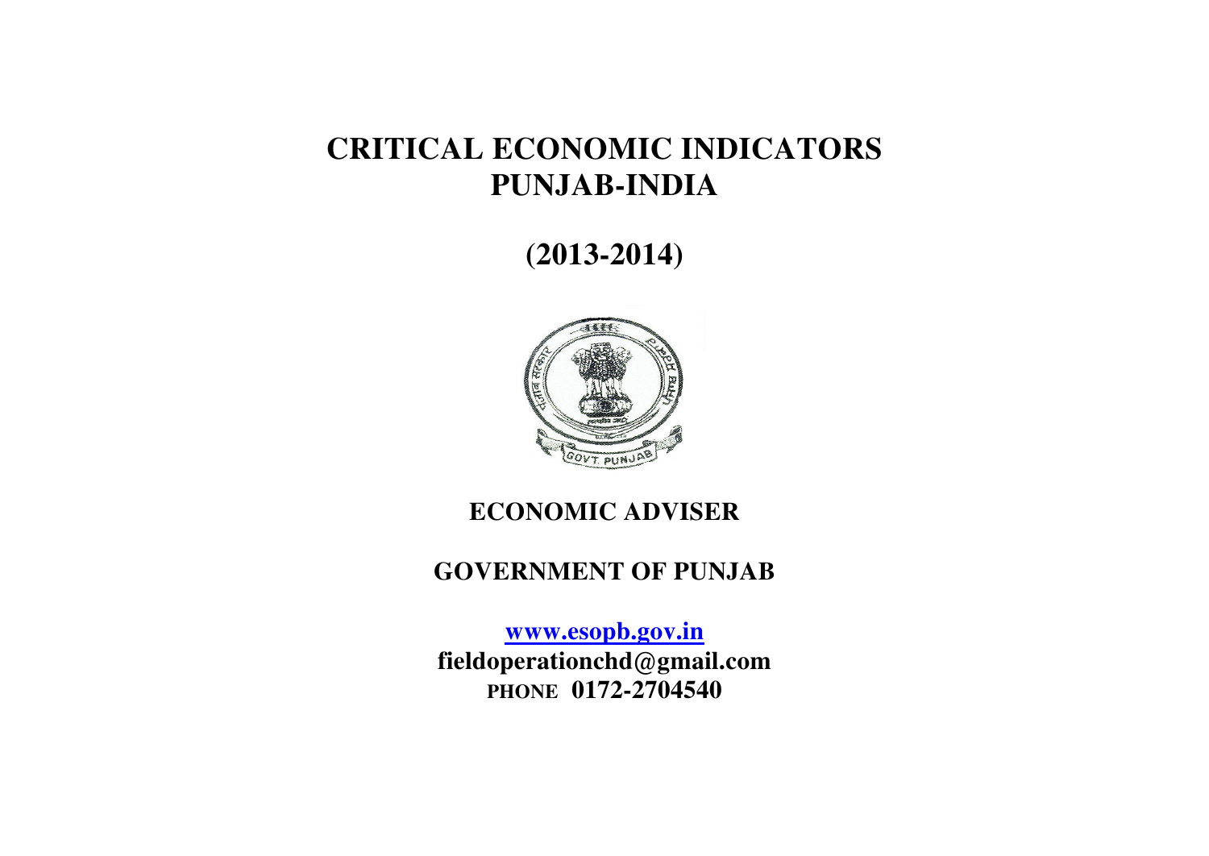# CRITICAL ECONOMIC INDICATORS
# PUNJAB-INDIA

## (2013-2014)

### ECONOMIC ADVISER

### GOVERNMENT OF PUNJAB

**[www.esopb.gov.in](http://www.esopb.gov.in)**
**fieldoperationchd@gmail.com**
**PHONE 0172-2704540**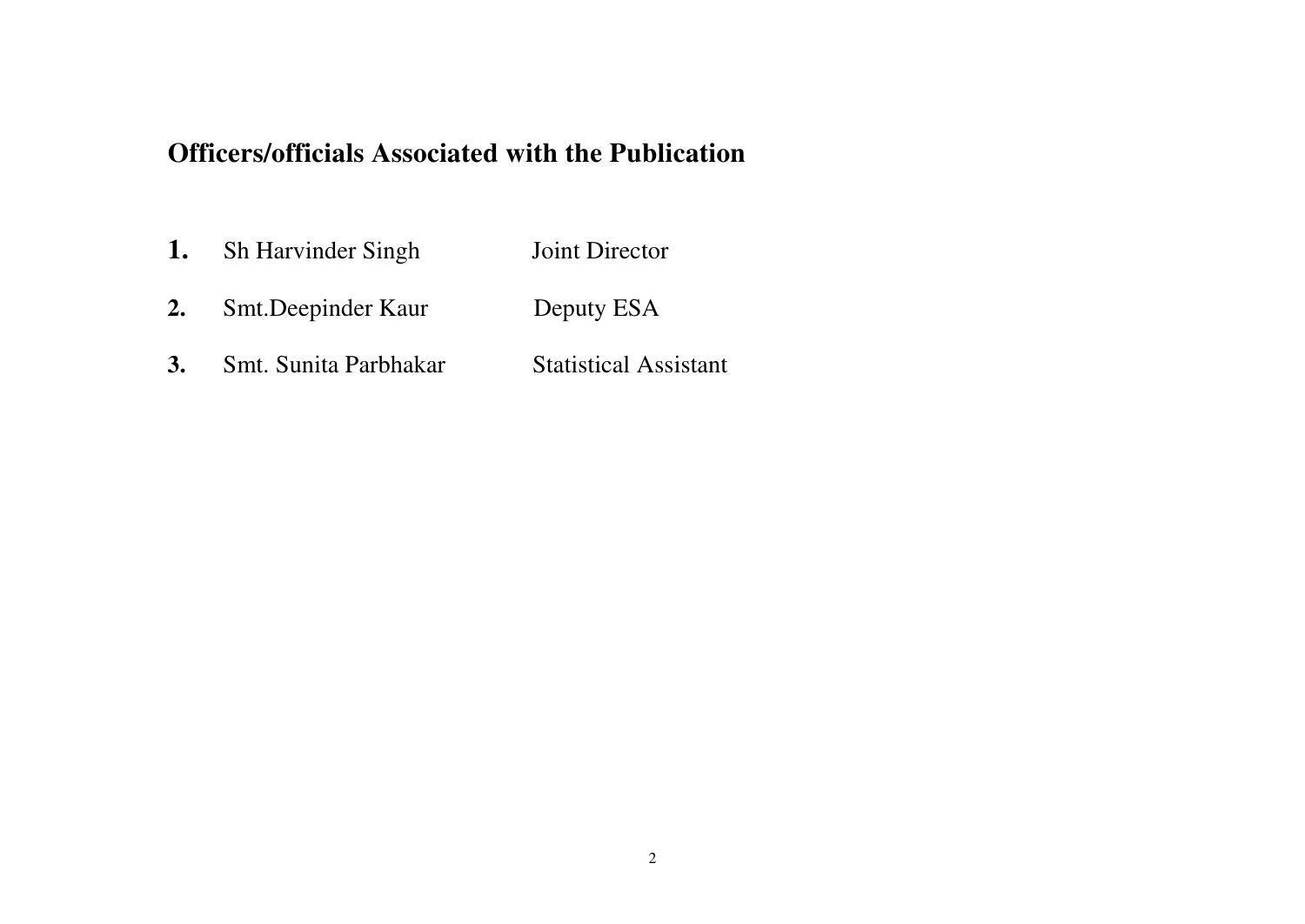## Officers/officials Associated with the Publication

| | | |
|---|---|---|
| **1.** | Sh Harvinder Singh | Joint Director |
| **2.** | Smt.Deepinder Kaur | Deputy ESA |
| **3.** | Smt. Sunita Parbhakar | Statistical Assistant |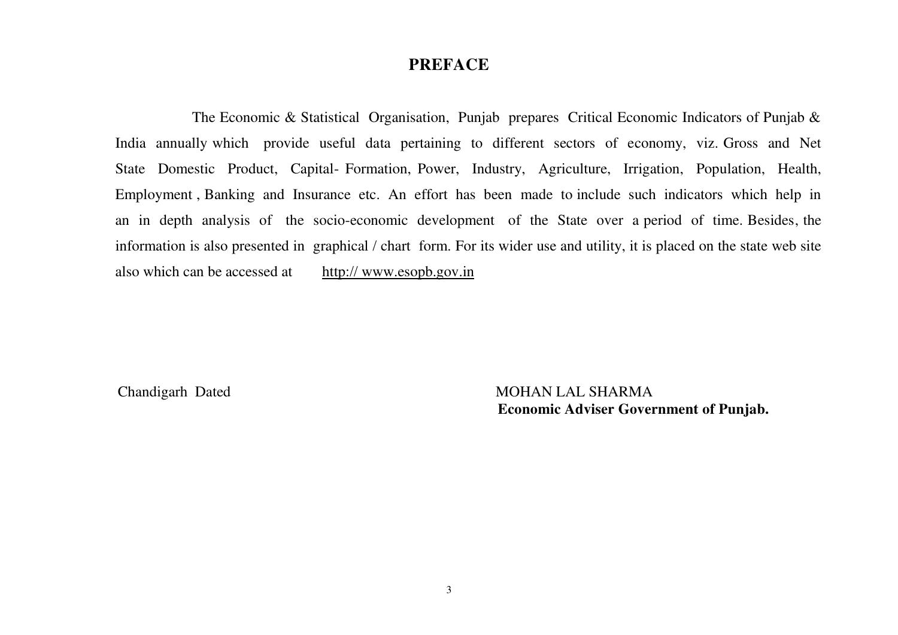# PREFACE

The Economic & Statistical Organisation, Punjab prepares Critical Economic Indicators of Punjab & India annually which provide useful data pertaining to different sectors of economy, viz. Gross and Net State Domestic Product, Capital- Formation, Power, Industry, Agriculture, Irrigation, Population, Health, Employment , Banking and Insurance etc. An effort has been made to include such indicators which help in an in depth analysis of the socio-economic development of the State over a period of time. Besides, the information is also presented in graphical / chart form. For its wider use and utility, it is placed on the state web site also which can be accessed at http:// www.esopb.gov.in

Chandigarh Dated

MOHAN LAL SHARMA
**Economic Adviser Government of Punjab.**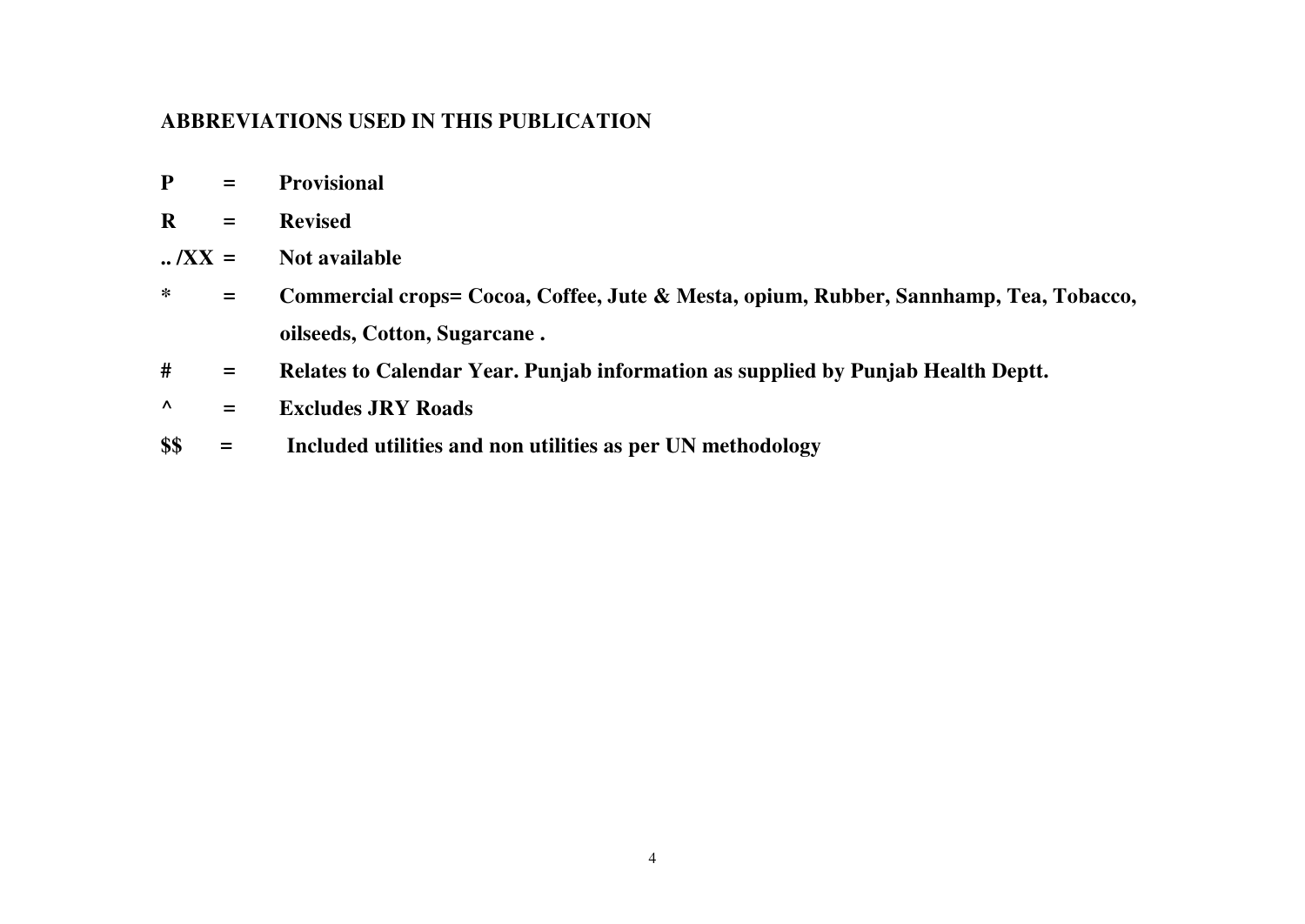**ABBREVIATIONS USED IN THIS PUBLICATION**

**P = Provisional**

**R = Revised**

**.. /XX = Not available**

**\* = Commercial crops= Cocoa, Coffee, Jute & Mesta, opium, Rubber, Sannhamp, Tea, Tobacco, oilseeds, Cotton, Sugarcane .**

**# = Relates to Calendar Year. Punjab information as supplied by Punjab Health Deptt.**

**^ = Excludes JRY Roads**

**$$ = Included utilities and non utilities as per UN methodology**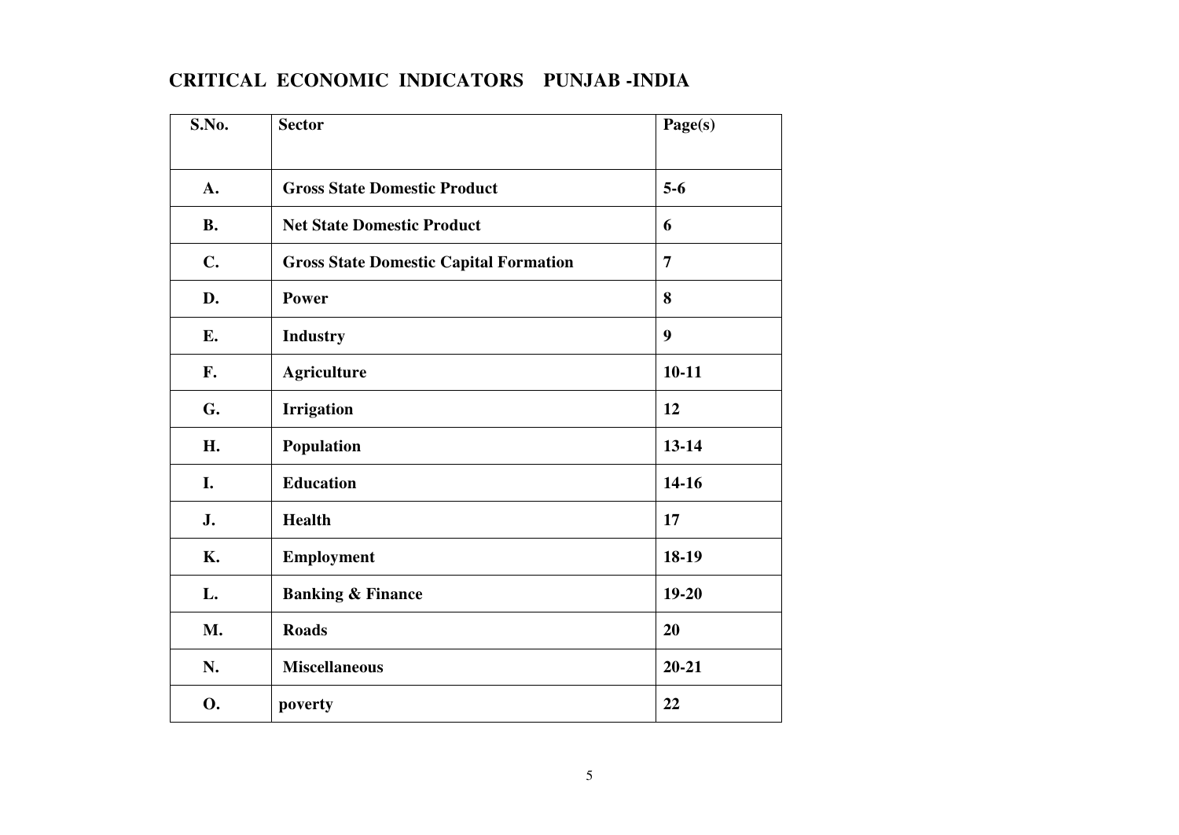# CRITICAL ECONOMIC INDICATORS PUNJAB -INDIA

| S.No. | Sector | Page(s) |
|---|---|---|
| A. | Gross State Domestic Product | 5-6 |
| B. | Net State Domestic Product | 6 |
| C. | Gross State Domestic Capital Formation | 7 |
| D. | Power | 8 |
| E. | Industry | 9 |
| F. | Agriculture | 10-11 |
| G. | Irrigation | 12 |
| H. | Population | 13-14 |
| I. | Education | 14-16 |
| J. | Health | 17 |
| K. | Employment | 18-19 |
| L. | Banking & Finance | 19-20 |
| M. | Roads | 20 |
| N. | Miscellaneous | 20-21 |
| O. | poverty | 22 |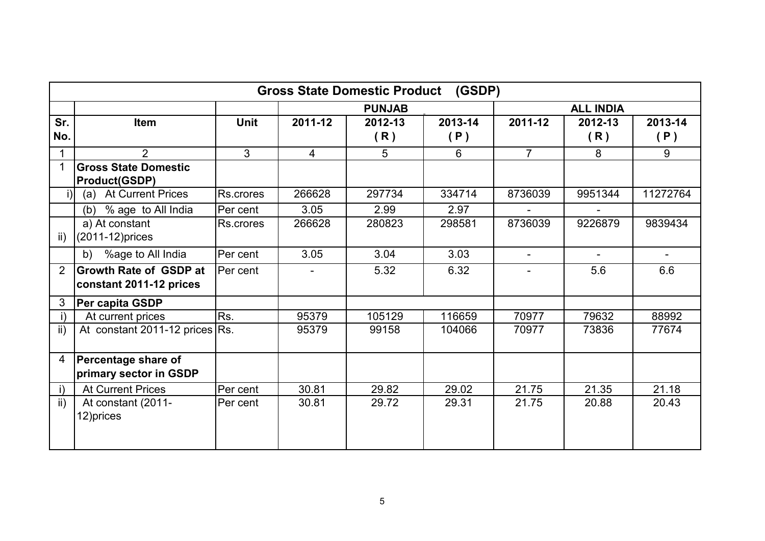| Gross State Domestic Product (GSDP) | | | | | | | | |
|---|---|---|---|---|---|---|---|---|
| | | | PUNJAB | | | ALL INDIA | | |
| **Sr. No.** | **Item** | **Unit** | **2011-12** | **2012-13 ( R )** | **2013-14 ( P )** | **2011-12** | **2012-13 ( R )** | **2013-14 ( P )** |
| 1 | 2 | 3 | 4 | 5 | 6 | 7 | 8 | 9 |
| 1 | **Gross State Domestic Product(GSDP)** | | | | | | | |
| i) | (a) At Current Prices | Rs.crores | 266628 | 297734 | 334714 | 8736039 | 9951344 | 11272764 |
| | (b) % age to All India | Per cent | 3.05 | 2.99 | 2.97 | - | - | |
| ii) | a) At constant (2011-12)prices | Rs.crores | 266628 | 280823 | 298581 | 8736039 | 9226879 | 9839434 |
| | b) %age to All India | Per cent | 3.05 | 3.04 | 3.03 | - | - | - |
| 2 | **Growth Rate of GSDP at constant 2011-12 prices** | Per cent | - | 5.32 | 6.32 | - | 5.6 | 6.6 |
| 3 | **Per capita GSDP** | | | | | | | |
| i) | At current prices | Rs. | 95379 | 105129 | 116659 | 70977 | 79632 | 88992 |
| ii) | At constant 2011-12 prices | Rs. | 95379 | 99158 | 104066 | 70977 | 73836 | 77674 |
| 4 | **Percentage share of primary sector in GSDP** | | | | | | | |
| i) | At Current Prices | Per cent | 30.81 | 29.82 | 29.02 | 21.75 | 21.35 | 21.18 |
| ii) | At constant (2011-12)prices | Per cent | 30.81 | 29.72 | 29.31 | 21.75 | 20.88 | 20.43 |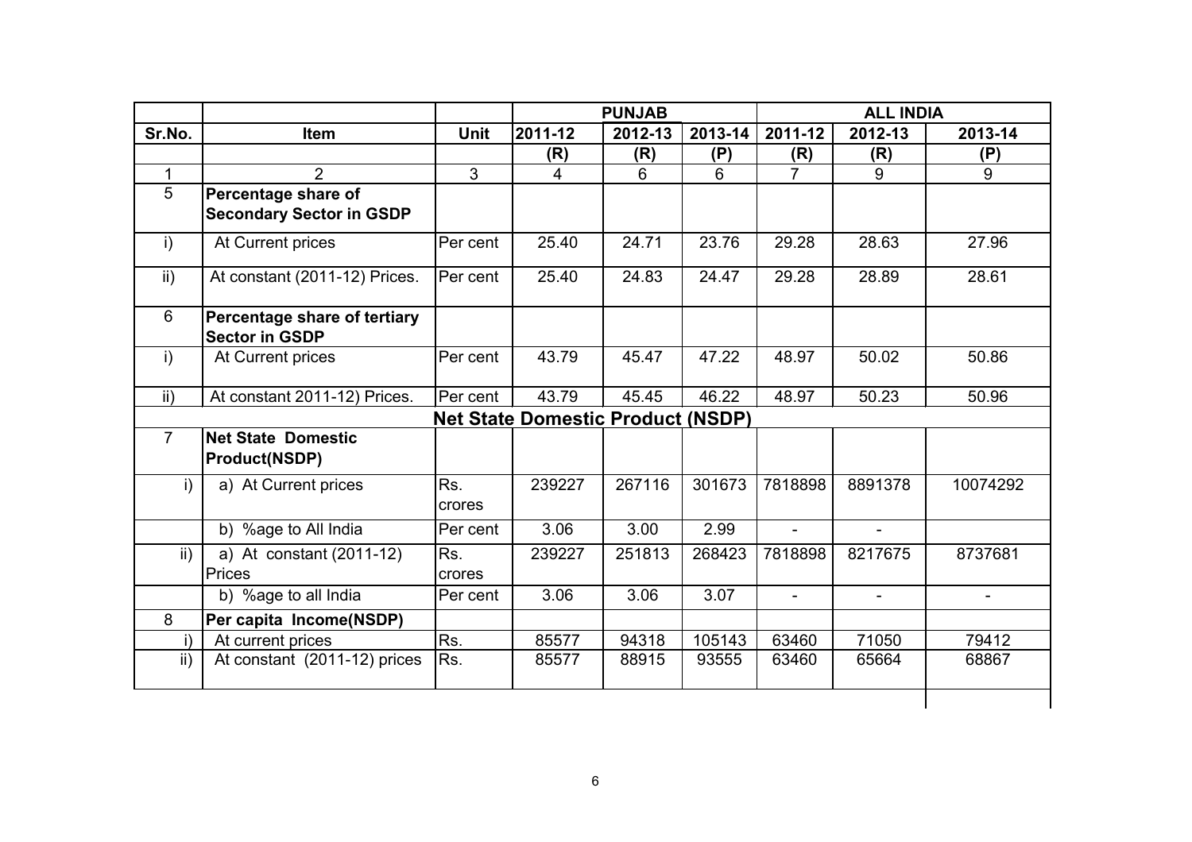| | | | PUNJAB | | | ALL INDIA | | |
|---|---|---|---|---|---|---|---|---|
| Sr.No. | Item | Unit | 2011-12 | 2012-13 | 2013-14 | 2011-12 | 2012-13 | 2013-14 |
| | | | (R) | (R) | (P) | (R) | (R) | (P) |
| 1 | 2 | 3 | 4 | 6 | 6 | 7 | 9 | 9 |
| 5 | **Percentage share of Secondary Sector in GSDP** | | | | | | | |
| i) | At Current prices | Per cent | 25.40 | 24.71 | 23.76 | 29.28 | 28.63 | 27.96 |
| ii) | At constant (2011-12) Prices. | Per cent | 25.40 | 24.83 | 24.47 | 29.28 | 28.89 | 28.61 |
| 6 | **Percentage share of tertiary Sector in GSDP** | | | | | | | |
| i) | At Current prices | Per cent | 43.79 | 45.47 | 47.22 | 48.97 | 50.02 | 50.86 |
| ii) | At constant 2011-12) Prices. | Per cent | 43.79 | 45.45 | 46.22 | 48.97 | 50.23 | 50.96 |
| | | **Net State Domestic Product (NSDP)** | | | | | | |
| 7 | **Net State Domestic Product(NSDP)** | | | | | | | |
| i) | a) At Current prices | Rs. crores | 239227 | 267116 | 301673 | 7818898 | 8891378 | 10074292 |
| | b) %age to All India | Per cent | 3.06 | 3.00 | 2.99 | - | - | |
| ii) | a) At constant (2011-12) Prices | Rs. crores | 239227 | 251813 | 268423 | 7818898 | 8217675 | 8737681 |
| | b) %age to all India | Per cent | 3.06 | 3.06 | 3.07 | - | - | - |
| 8 | **Per capita Income(NSDP)** | | | | | | | |
| i) | At current prices | Rs. | 85577 | 94318 | 105143 | 63460 | 71050 | 79412 |
| ii) | At constant (2011-12) prices | Rs. | 85577 | 88915 | 93555 | 63460 | 65664 | 68867 |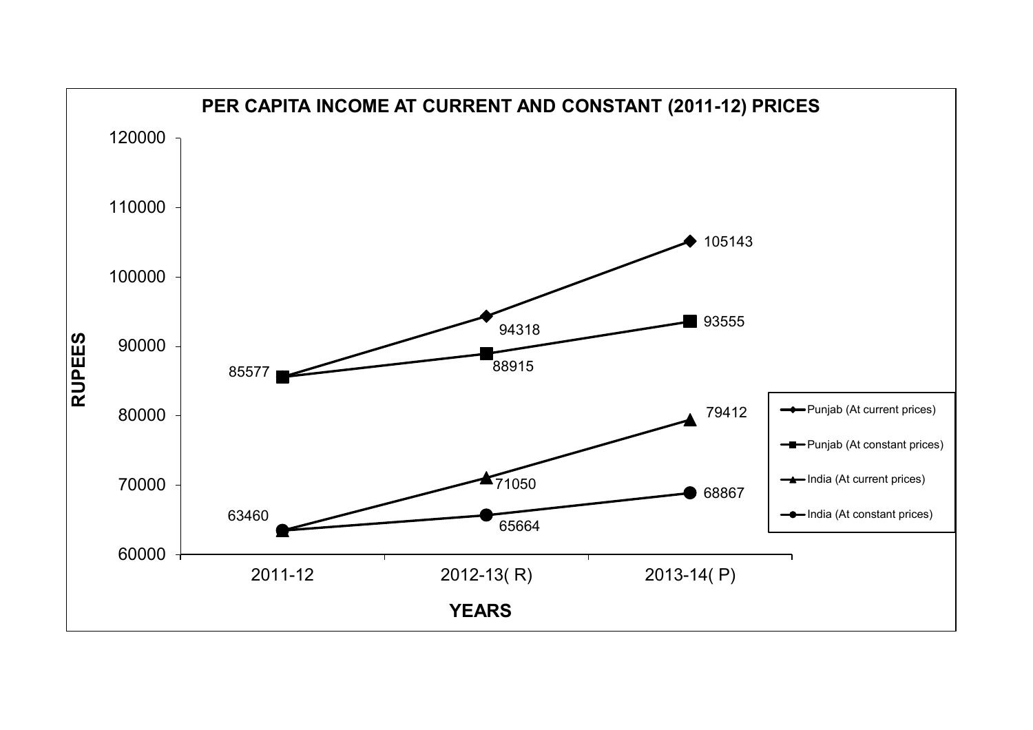**PER CAPITA INCOME AT CURRENT AND CONSTANT (2011-12) PRICES**

| YEARS | Punjab (At current prices) | Punjab (At constant prices) | India (At current prices) | India (At constant prices) |
|---|---|---|---|---|
| 2011-12 | 85577 | 85577 | 63460 | 63460 |
| 2012-13( R) | 94318 | 88915 | 71050 | 65664 |
| 2013-14( P) | 105143 | 93555 | 79412 | 68867 |

RUPEES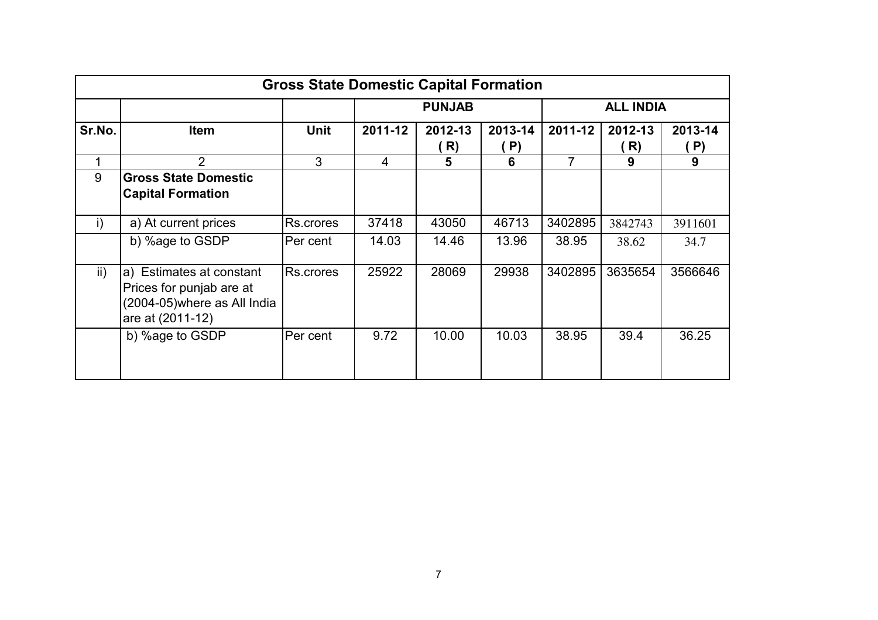| Gross State Domestic Capital Formation | | | | | | | | |
|---|---|---|---|---|---|---|---|---|
| | | | PUNJAB | | | ALL INDIA | | |
| Sr.No. | Item | Unit | 2011-12 | 2012-13 ( R) | 2013-14 ( P) | 2011-12 | 2012-13 ( R) | 2013-14 ( P) |
| 1 | 2 | 3 | 4 | 5 | 6 | 7 | 9 | 9 |
| 9 | **Gross State Domestic Capital Formation** | | | | | | | |
| i) | a) At current prices | Rs.crores | 37418 | 43050 | 46713 | 3402895 | 3842743 | 3911601 |
| | b) %age to GSDP | Per cent | 14.03 | 14.46 | 13.96 | 38.95 | 38.62 | 34.7 |
| ii) | a) Estimates at constant Prices for punjab are at (2004-05)where as All India are at (2011-12) | Rs.crores | 25922 | 28069 | 29938 | 3402895 | 3635654 | 3566646 |
| | b) %age to GSDP | Per cent | 9.72 | 10.00 | 10.03 | 38.95 | 39.4 | 36.25 |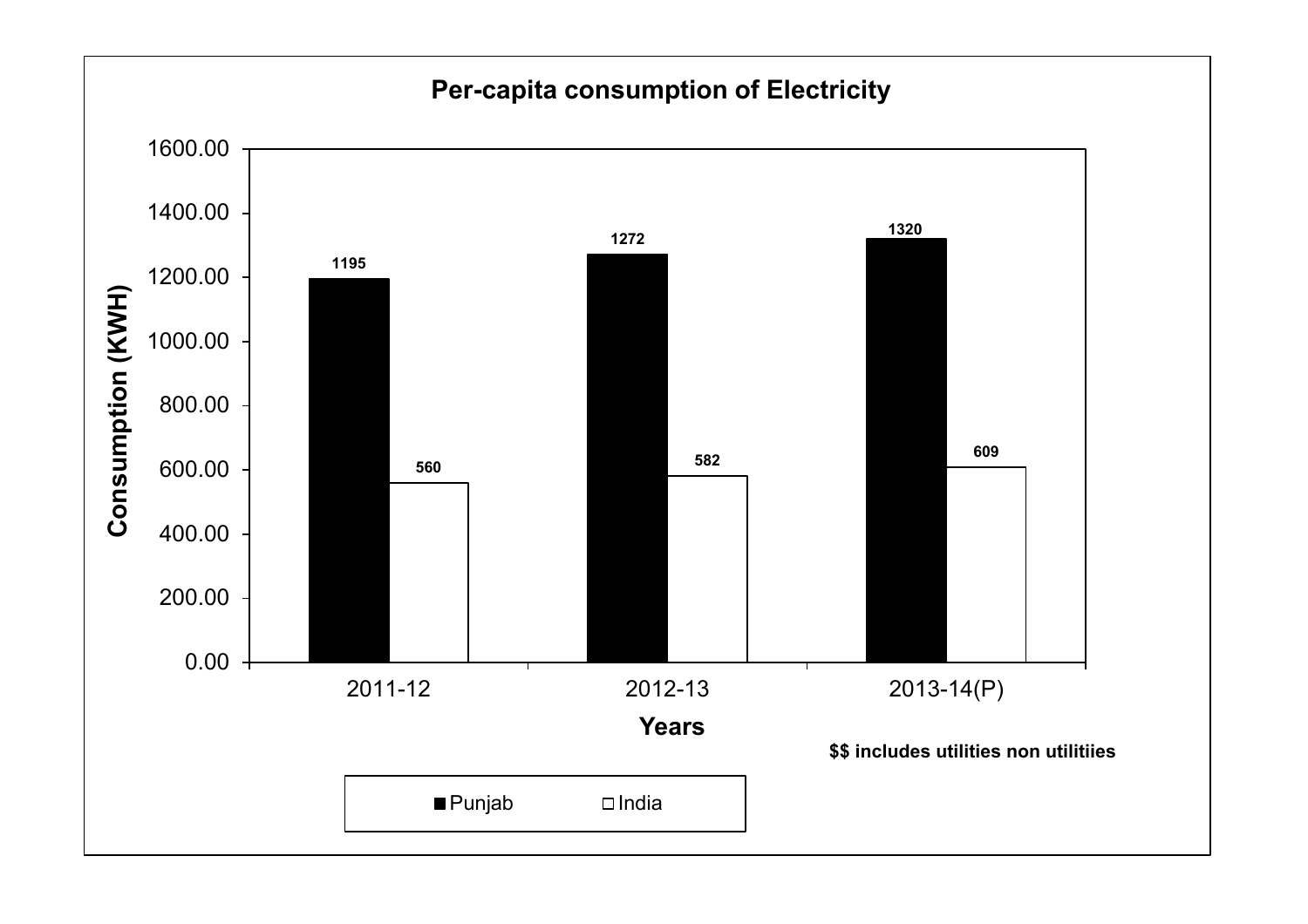**Per-capita consumption of Electricity**

| Years | Punjab | India |
|---|---|---|
| 2011-12 | 1195 | 560 |
| 2012-13 | 1272 | 582 |
| 2013-14(P) | 1320 | 609 |

Consumption (KWH)

$$ includes utilities non utilitiies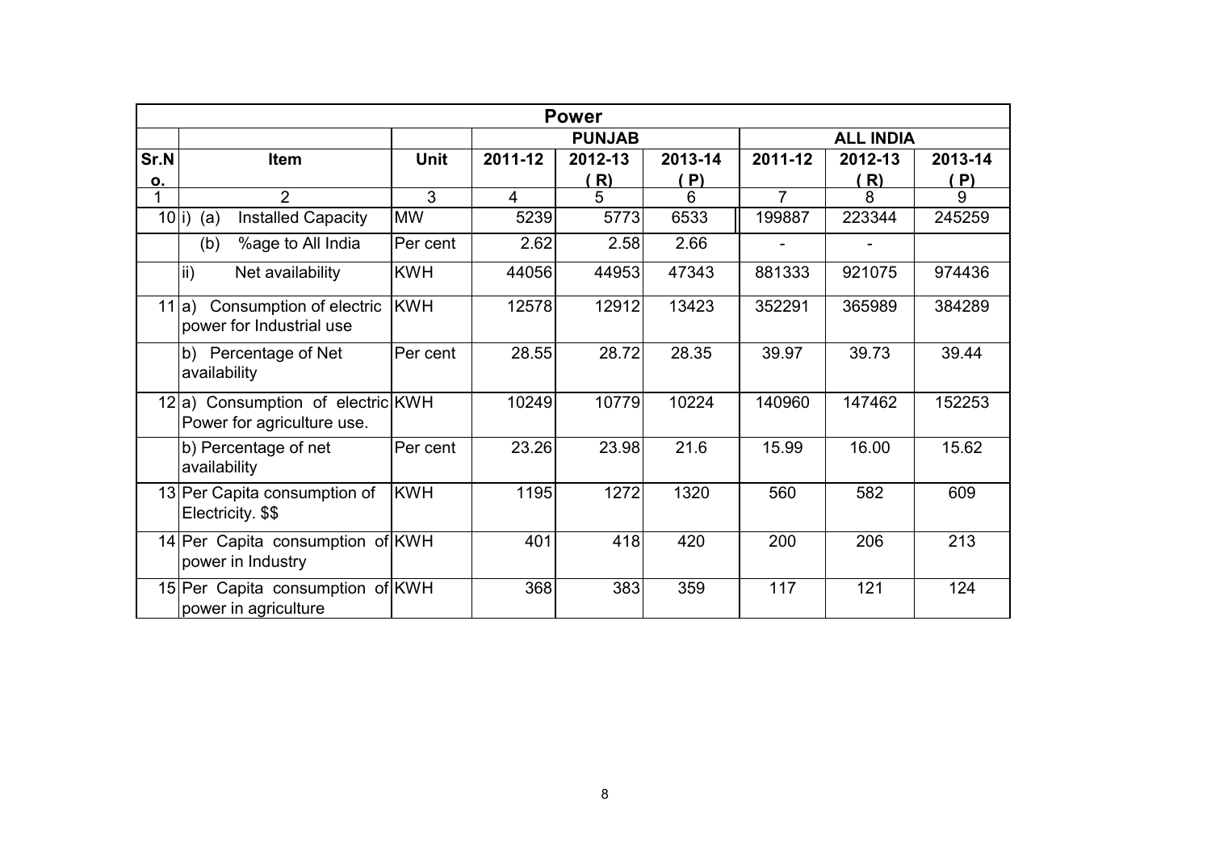| Power | | | | | | | | |
|---|---|---|---|---|---|---|---|---|
| | | | PUNJAB | | | ALL INDIA | | |
| Sr.No. | Item | Unit | 2011-12 | 2012-13 (R) | 2013-14 (P) | 2011-12 | 2012-13 (R) | 2013-14 (P) |
| 1 | 2 | 3 | 4 | 5 | 6 | 7 | 8 | 9 |
| 10 | i) (a) Installed Capacity | MW | 5239 | 5773 | 6533 | 199887 | 223344 | 245259 |
| | (b) %age to All India | Per cent | 2.62 | 2.58 | 2.66 | - | - | |
| | ii) Net availability | KWH | 44056 | 44953 | 47343 | 881333 | 921075 | 974436 |
| 11 | a) Consumption of electric power for Industrial use | KWH | 12578 | 12912 | 13423 | 352291 | 365989 | 384289 |
| | b) Percentage of Net availability | Per cent | 28.55 | 28.72 | 28.35 | 39.97 | 39.73 | 39.44 |
| 12 | a) Consumption of electric Power for agriculture use. | KWH | 10249 | 10779 | 10224 | 140960 | 147462 | 152253 |
| | b) Percentage of net availability | Per cent | 23.26 | 23.98 | 21.6 | 15.99 | 16.00 | 15.62 |
| 13 | Per Capita consumption of Electricity. $$ | KWH | 1195 | 1272 | 1320 | 560 | 582 | 609 |
| 14 | Per Capita consumption of power in Industry | KWH | 401 | 418 | 420 | 200 | 206 | 213 |
| 15 | Per Capita consumption of power in agriculture | KWH | 368 | 383 | 359 | 117 | 121 | 124 |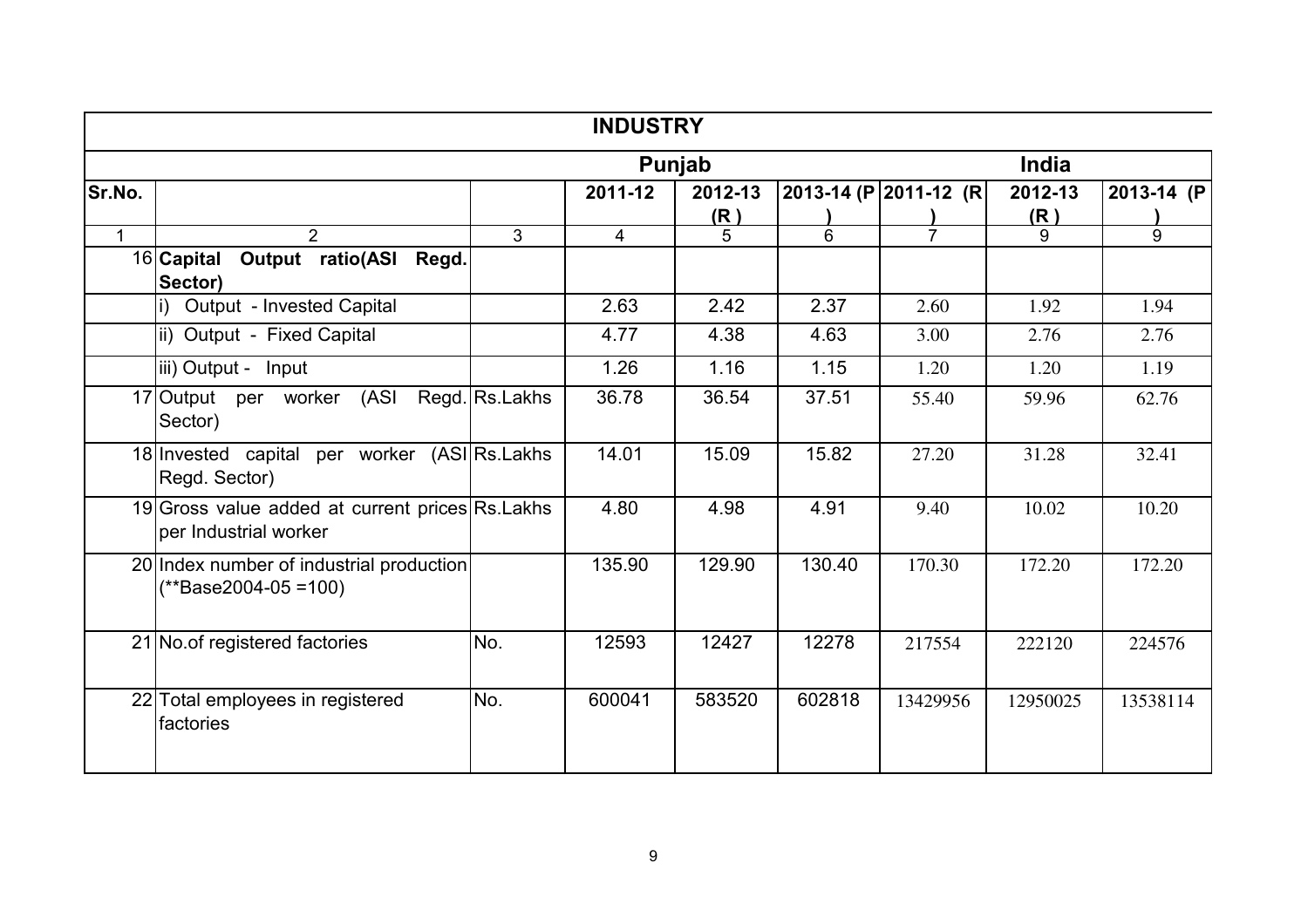| INDUSTRY | | | | | | | | |
|---|---|---|---|---|---|---|---|---|
| | | | Punjab | | | India | | |
| Sr.No. | | | 2011-12 | 2012-13 (R ) | 2013-14 (P ) | 2011-12 (R ) | 2012-13 (R ) | 2013-14 (P ) |
| 1 | 2 | 3 | 4 | 5 | 6 | 7 | 9 | 9 |
| 16 | **Capital Output ratio(ASI Regd. Sector)** | | | | | | | |
| | i) Output - Invested Capital | | 2.63 | 2.42 | 2.37 | 2.60 | 1.92 | 1.94 |
| | ii) Output - Fixed Capital | | 4.77 | 4.38 | 4.63 | 3.00 | 2.76 | 2.76 |
| | iii) Output - Input | | 1.26 | 1.16 | 1.15 | 1.20 | 1.20 | 1.19 |
| 17 | Output per worker (ASI Regd. Sector) | Rs.Lakhs | 36.78 | 36.54 | 37.51 | 55.40 | 59.96 | 62.76 |
| 18 | Invested capital per worker (ASI Regd. Sector) | Rs.Lakhs | 14.01 | 15.09 | 15.82 | 27.20 | 31.28 | 32.41 |
| 19 | Gross value added at current prices per Industrial worker | Rs.Lakhs | 4.80 | 4.98 | 4.91 | 9.40 | 10.02 | 10.20 |
| 20 | Index number of industrial production (**Base2004-05 =100) | | 135.90 | 129.90 | 130.40 | 170.30 | 172.20 | 172.20 |
| 21 | No.of registered factories | No. | 12593 | 12427 | 12278 | 217554 | 222120 | 224576 |
| 22 | Total employees in registered factories | No. | 600041 | 583520 | 602818 | 13429956 | 12950025 | 13538114 |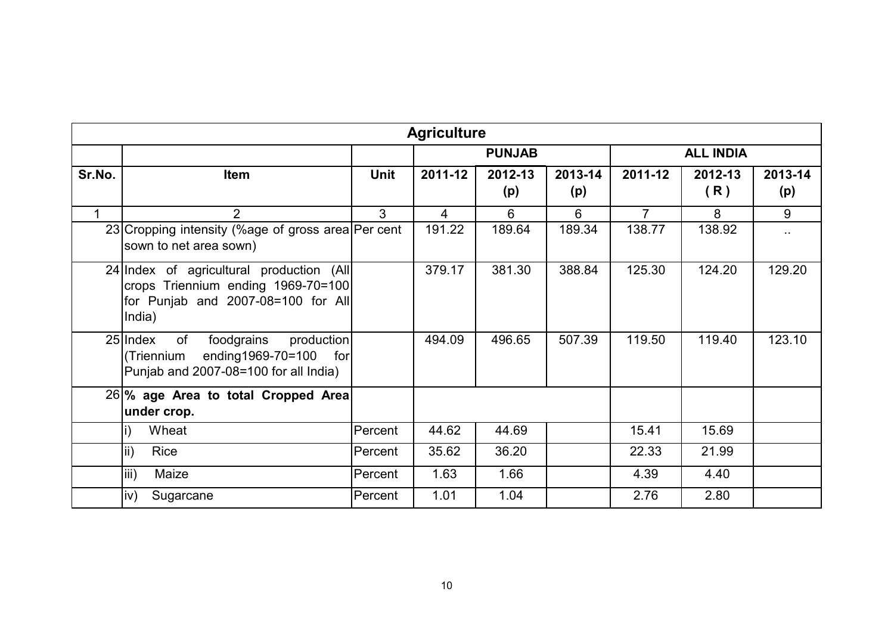| Agriculture | | | | | | | | |
|---|---|---|---|---|---|---|---|---|
| | | | PUNJAB | | | ALL INDIA | | |
| Sr.No. | Item | Unit | 2011-12 | 2012-13 (p) | 2013-14 (p) | 2011-12 | 2012-13 ( R ) | 2013-14 (p) |
| 1 | 2 | 3 | 4 | 6 | 6 | 7 | 8 | 9 |
| 23 | Cropping intensity (%age of gross area sown to net area sown) | Per cent | 191.22 | 189.64 | 189.34 | 138.77 | 138.92 | .. |
| 24 | Index of agricultural production (All crops Triennium ending 1969-70=100 for Punjab and 2007-08=100 for All India) | | 379.17 | 381.30 | 388.84 | 125.30 | 124.20 | 129.20 |
| 25 | Index of foodgrains production (Triennium ending1969-70=100 for Punjab and 2007-08=100 for all India) | | 494.09 | 496.65 | 507.39 | 119.50 | 119.40 | 123.10 |
| 26 | **% age Area to total Cropped Area under crop.** | | | | | | | |
| | i) Wheat | Percent | 44.62 | 44.69 | | 15.41 | 15.69 | |
| | ii) Rice | Percent | 35.62 | 36.20 | | 22.33 | 21.99 | |
| | iii) Maize | Percent | 1.63 | 1.66 | | 4.39 | 4.40 | |
| | iv) Sugarcane | Percent | 1.01 | 1.04 | | 2.76 | 2.80 | |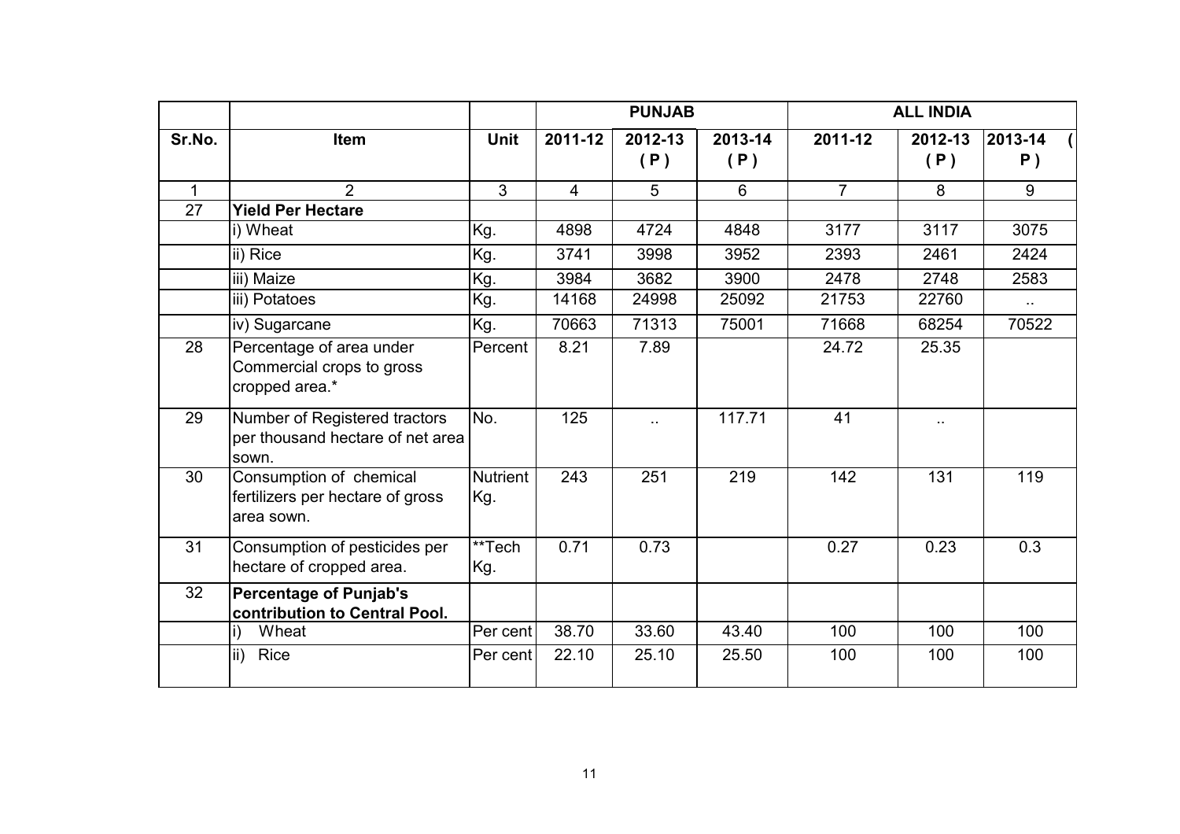| Sr.No. | Item | Unit | PUNJAB | | | ALL INDIA | | |
|---|---|---|---|---|---|---|---|---|
| | | | 2011-12 | 2012-13 ( P ) | 2013-14 ( P ) | 2011-12 | 2012-13 ( P ) | 2013-14 ( P ) |
| 1 | 2 | 3 | 4 | 5 | 6 | 7 | 8 | 9 |
| 27 | **Yield Per Hectare** | | | | | | | |
| | i) Wheat | Kg. | 4898 | 4724 | 4848 | 3177 | 3117 | 3075 |
| | ii) Rice | Kg. | 3741 | 3998 | 3952 | 2393 | 2461 | 2424 |
| | iii) Maize | Kg. | 3984 | 3682 | 3900 | 2478 | 2748 | 2583 |
| | iii) Potatoes | Kg. | 14168 | 24998 | 25092 | 21753 | 22760 | .. |
| | iv) Sugarcane | Kg. | 70663 | 71313 | 75001 | 71668 | 68254 | 70522 |
| 28 | Percentage of area under Commercial crops to gross cropped area.* | Percent | 8.21 | 7.89 | | 24.72 | 25.35 | |
| 29 | Number of Registered tractors per thousand hectare of net area sown. | No. | 125 | .. | 117.71 | 41 | .. | |
| 30 | Consumption of chemical fertilizers per hectare of gross area sown. | Nutrient Kg. | 243 | 251 | 219 | 142 | 131 | 119 |
| 31 | Consumption of pesticides per hectare of cropped area. | **Tech Kg. | 0.71 | 0.73 | | 0.27 | 0.23 | 0.3 |
| 32 | **Percentage of Punjab's contribution to Central Pool.** | | | | | | | |
| | i) Wheat | Per cent | 38.70 | 33.60 | 43.40 | 100 | 100 | 100 |
| | ii) Rice | Per cent | 22.10 | 25.10 | 25.50 | 100 | 100 | 100 |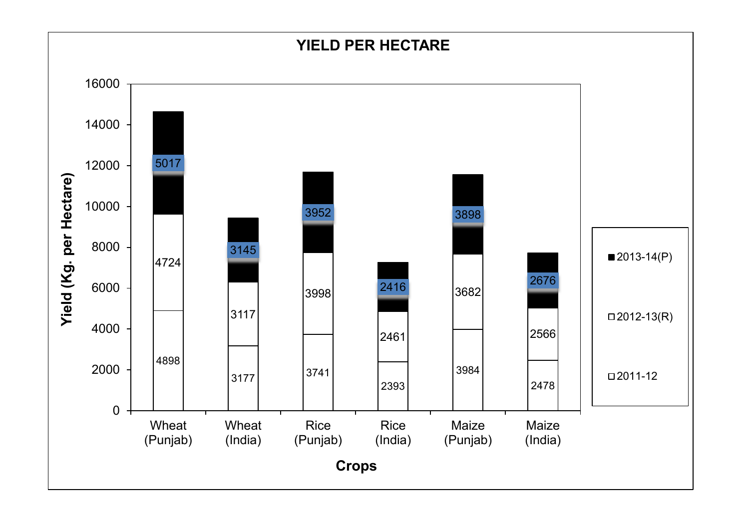## YIELD PER HECTARE

| Crops | 2011-12 | 2012-13(R) | 2013-14(P) |
|---|---|---|---|
| Wheat (Punjab) | 4898 | 4724 | 5017 |
| Wheat (India) | 3177 | 3117 | 3145 |
| Rice (Punjab) | 3741 | 3998 | 3952 |
| Rice (India) | 2393 | 2461 | 2416 |
| Maize (Punjab) | 3984 | 3682 | 3898 |
| Maize (India) | 2478 | 2566 | 2676 |

Yield (Kg. per Hectare)

Crops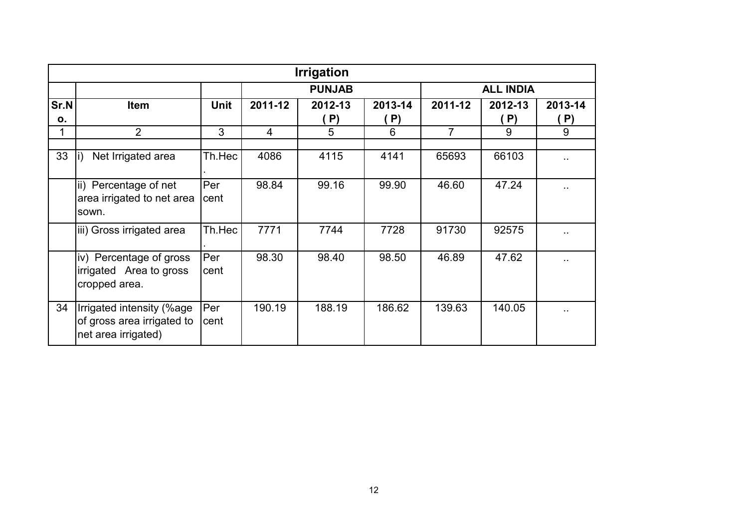| Irrigation | | | | | | | | |
|---|---|---|---|---|---|---|---|---|
| | | | PUNJAB | | | ALL INDIA | | |
| Sr.No. | Item | Unit | 2011-12 | 2012-13 ( P) | 2013-14 ( P) | 2011-12 | 2012-13 ( P) | 2013-14 ( P) |
| 1 | 2 | 3 | 4 | 5 | 6 | 7 | 9 | 9 |
| | | | | | | | | |
| 33 | i) Net Irrigated area | Th.Hec. | 4086 | 4115 | 4141 | 65693 | 66103 | .. |
| | ii) Percentage of net area irrigated to net area sown. | Per cent | 98.84 | 99.16 | 99.90 | 46.60 | 47.24 | .. |
| | iii) Gross irrigated area | Th.Hec. | 7771 | 7744 | 7728 | 91730 | 92575 | .. |
| | iv) Percentage of gross irrigated Area to gross cropped area. | Per cent | 98.30 | 98.40 | 98.50 | 46.89 | 47.62 | .. |
| 34 | Irrigated intensity (%age of gross area irrigated to net area irrigated) | Per cent | 190.19 | 188.19 | 186.62 | 139.63 | 140.05 | .. |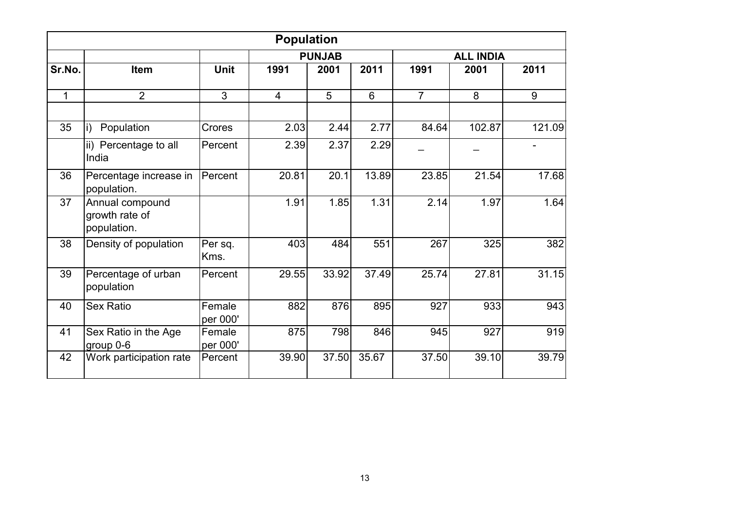# Population

| | | | PUNJAB | | | ALL INDIA | | |
|---|---|---|---|---|---|---|---|---|
| Sr.No. | Item | Unit | 1991 | 2001 | 2011 | 1991 | 2001 | 2011 |
| 1 | 2 | 3 | 4 | 5 | 6 | 7 | 8 | 9 |
| | | | | | | | | |
| 35 | i) Population | Crores | 2.03 | 2.44 | 2.77 | 84.64 | 102.87 | 121.09 |
| | ii) Percentage to all India | Percent | 2.39 | 2.37 | 2.29 | _ | _ | - |
| 36 | Percentage increase in population. | Percent | 20.81 | 20.1 | 13.89 | 23.85 | 21.54 | 17.68 |
| 37 | Annual compound growth rate of population. | | 1.91 | 1.85 | 1.31 | 2.14 | 1.97 | 1.64 |
| 38 | Density of population | Per sq. Kms. | 403 | 484 | 551 | 267 | 325 | 382 |
| 39 | Percentage of urban population | Percent | 29.55 | 33.92 | 37.49 | 25.74 | 27.81 | 31.15 |
| 40 | Sex Ratio | Female per 000' | 882 | 876 | 895 | 927 | 933 | 943 |
| 41 | Sex Ratio in the Age group 0-6 | Female per 000' | 875 | 798 | 846 | 945 | 927 | 919 |
| 42 | Work participation rate | Percent | 39.90 | 37.50 | 35.67 | 37.50 | 39.10 | 39.79 |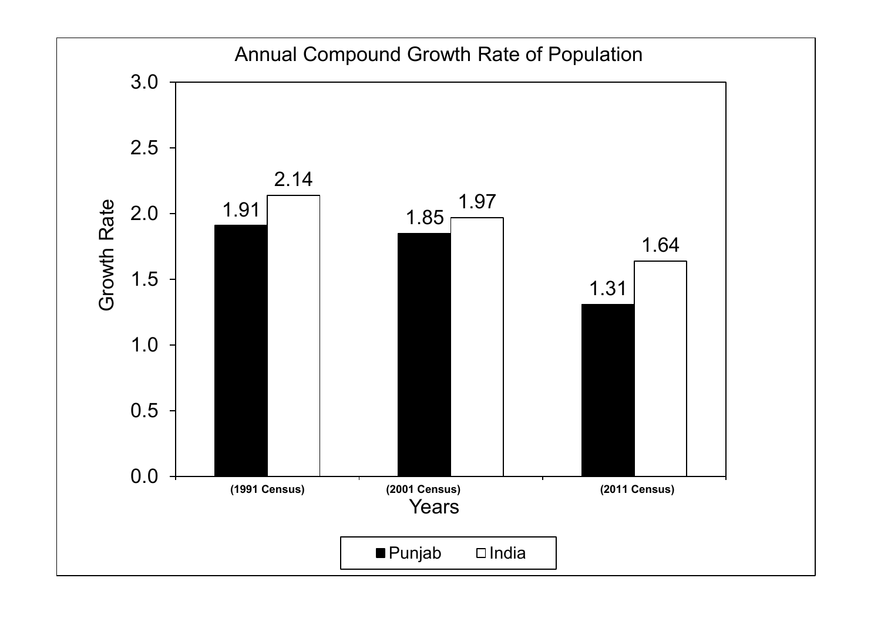## Annual Compound Growth Rate of Population

| Years | Punjab | India |
|---|---|---|
| (1991 Census) | 1.91 | 2.14 |
| (2001 Census) | 1.85 | 1.97 |
| (2011 Census) | 1.31 | 1.64 |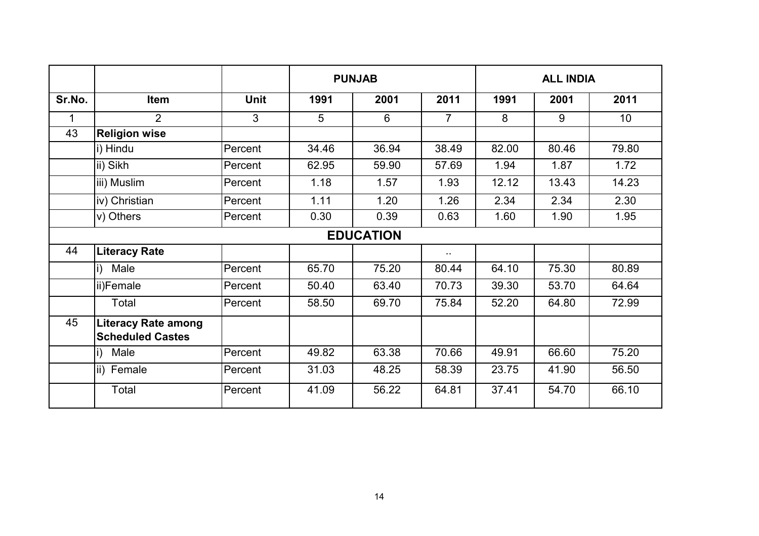| Sr.No. | Item | Unit | PUNJAB | | | ALL INDIA | | |
|---|---|---|---|---|---|---|---|---|
| | | | 1991 | 2001 | 2011 | 1991 | 2001 | 2011 |
| 1 | 2 | 3 | 5 | 6 | 7 | 8 | 9 | 10 |
| 43 | **Religion wise** | | | | | | | |
| | i) Hindu | Percent | 34.46 | 36.94 | 38.49 | 82.00 | 80.46 | 79.80 |
| | ii) Sikh | Percent | 62.95 | 59.90 | 57.69 | 1.94 | 1.87 | 1.72 |
| | iii) Muslim | Percent | 1.18 | 1.57 | 1.93 | 12.12 | 13.43 | 14.23 |
| | iv) Christian | Percent | 1.11 | 1.20 | 1.26 | 2.34 | 2.34 | 2.30 |
| | v) Others | Percent | 0.30 | 0.39 | 0.63 | 1.60 | 1.90 | 1.95 |
| | | | | **EDUCATION** | | | | |
| 44 | **Literacy Rate** | | | | .. | | | |
| | i) Male | Percent | 65.70 | 75.20 | 80.44 | 64.10 | 75.30 | 80.89 |
| | ii)Female | Percent | 50.40 | 63.40 | 70.73 | 39.30 | 53.70 | 64.64 |
| | Total | Percent | 58.50 | 69.70 | 75.84 | 52.20 | 64.80 | 72.99 |
| 45 | **Literacy Rate among Scheduled Castes** | | | | | | | |
| | i) Male | Percent | 49.82 | 63.38 | 70.66 | 49.91 | 66.60 | 75.20 |
| | ii) Female | Percent | 31.03 | 48.25 | 58.39 | 23.75 | 41.90 | 56.50 |
| | Total | Percent | 41.09 | 56.22 | 64.81 | 37.41 | 54.70 | 66.10 |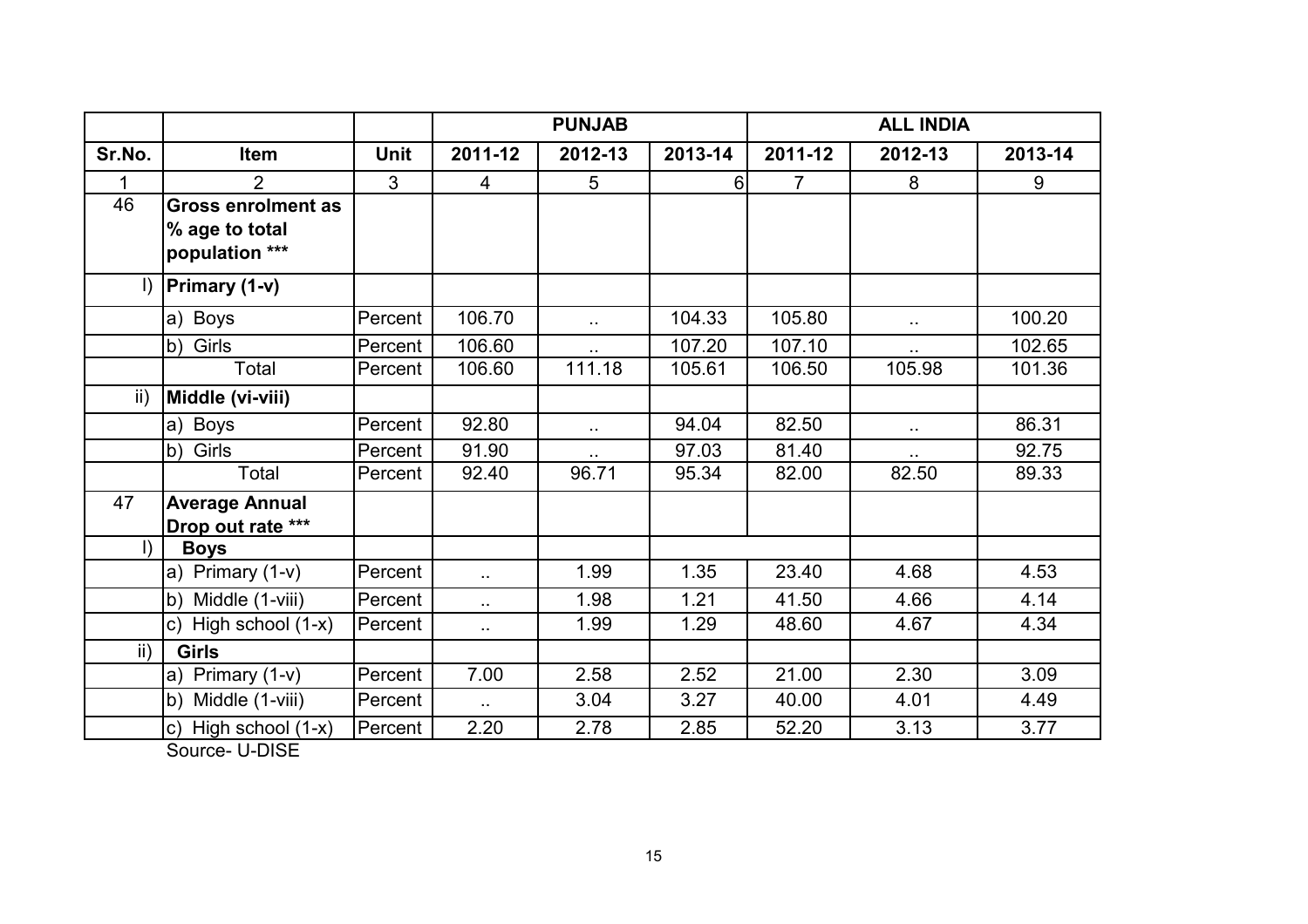| | | | PUNJAB | | | ALL INDIA | | |
|---|---|---|---|---|---|---|---|---|
| Sr.No. | Item | Unit | 2011-12 | 2012-13 | 2013-14 | 2011-12 | 2012-13 | 2013-14 |
| 1 | 2 | 3 | 4 | 5 | 6 | 7 | 8 | 9 |
| 46 | **Gross enrolment as % age to total population \*\*\*** | | | | | | | |
| I) | **Primary (1-v)** | | | | | | | |
| | a) Boys | Percent | 106.70 | .. | 104.33 | 105.80 | .. | 100.20 |
| | b) Girls | Percent | 106.60 | .. | 107.20 | 107.10 | .. | 102.65 |
| | Total | Percent | 106.60 | 111.18 | 105.61 | 106.50 | 105.98 | 101.36 |
| ii) | **Middle (vi-viii)** | | | | | | | |
| | a) Boys | Percent | 92.80 | .. | 94.04 | 82.50 | .. | 86.31 |
| | b) Girls | Percent | 91.90 | .. | 97.03 | 81.40 | .. | 92.75 |
| | Total | Percent | 92.40 | 96.71 | 95.34 | 82.00 | 82.50 | 89.33 |
| 47 | **Average Annual Drop out rate \*\*\*** | | | | | | | |
| I) | **Boys** | | | | | | | |
| | a) Primary (1-v) | Percent | .. | 1.99 | 1.35 | 23.40 | 4.68 | 4.53 |
| | b) Middle (1-viii) | Percent | .. | 1.98 | 1.21 | 41.50 | 4.66 | 4.14 |
| | c) High school (1-x) | Percent | .. | 1.99 | 1.29 | 48.60 | 4.67 | 4.34 |
| ii) | **Girls** | | | | | | | |
| | a) Primary (1-v) | Percent | 7.00 | 2.58 | 2.52 | 21.00 | 2.30 | 3.09 |
| | b) Middle (1-viii) | Percent | .. | 3.04 | 3.27 | 40.00 | 4.01 | 4.49 |
| | c) High school (1-x) | Percent | 2.20 | 2.78 | 2.85 | 52.20 | 3.13 | 3.77 |

Source- U-DISE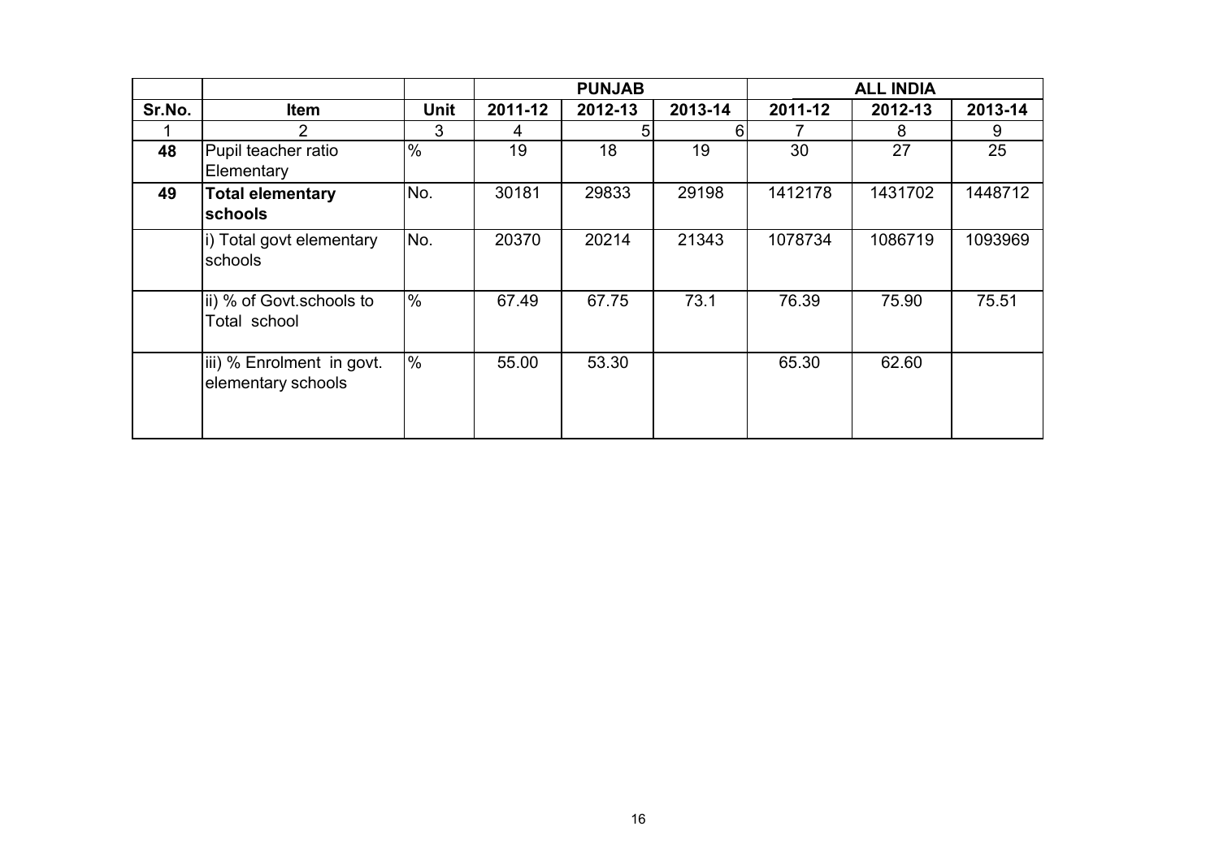| | | | PUNJAB | | | ALL INDIA | | |
|---|---|---|---|---|---|---|---|---|
| Sr.No. | Item | Unit | 2011-12 | 2012-13 | 2013-14 | 2011-12 | 2012-13 | 2013-14 |
| 1 | 2 | 3 | 4 | 5 | 6 | 7 | 8 | 9 |
| **48** | Pupil teacher ratio Elementary | % | 19 | 18 | 19 | 30 | 27 | 25 |
| **49** | **Total elementary schools** | No. | 30181 | 29833 | 29198 | 1412178 | 1431702 | 1448712 |
| | i) Total govt elementary schools | No. | 20370 | 20214 | 21343 | 1078734 | 1086719 | 1093969 |
| | ii) % of Govt.schools to Total school | % | 67.49 | 67.75 | 73.1 | 76.39 | 75.90 | 75.51 |
| | iii) % Enrolment in govt. elementary schools | % | 55.00 | 53.30 | | 65.30 | 62.60 | |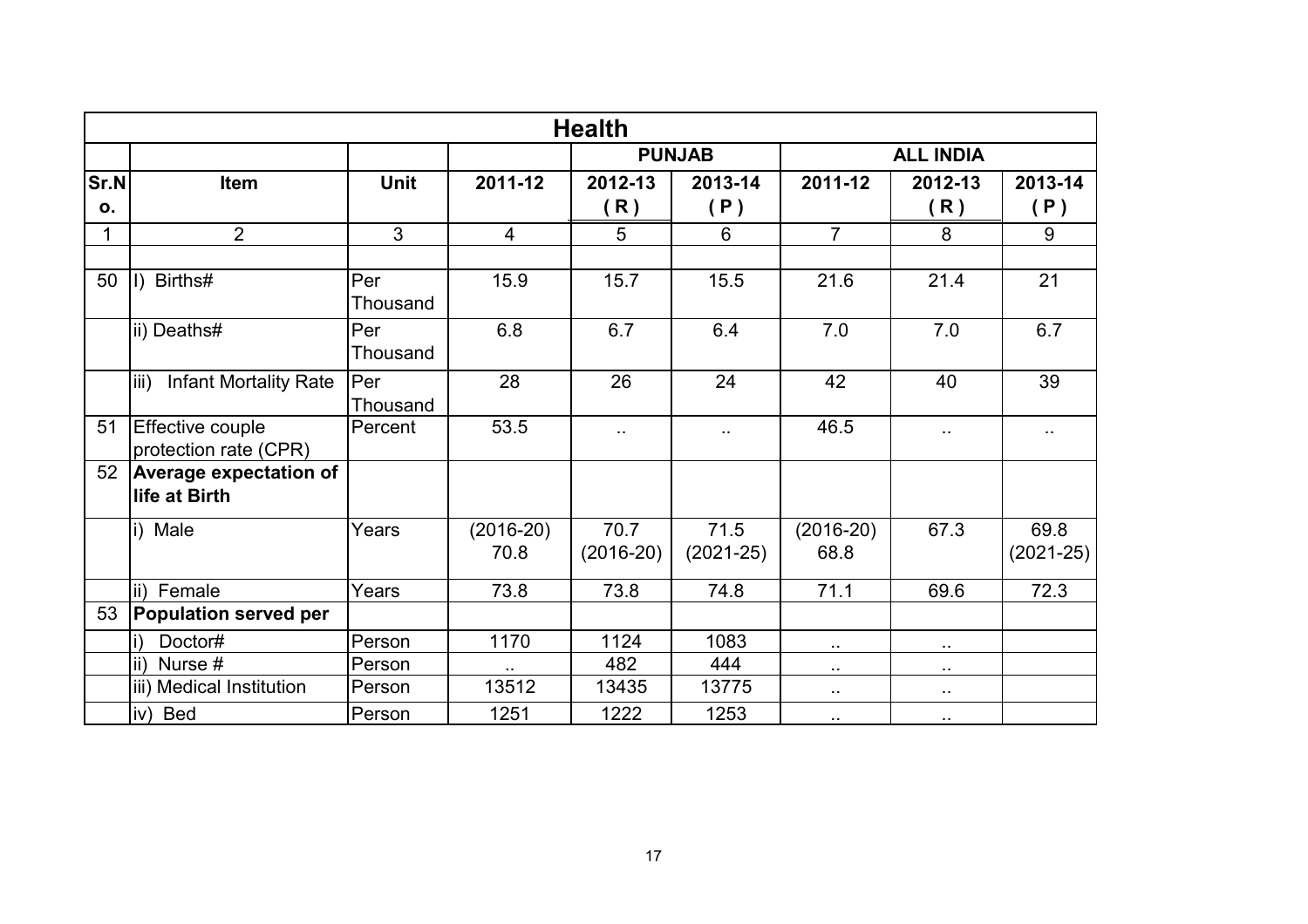| Health | | | | | | | | |
|---|---|---|---|---|---|---|---|---|
| | | | | PUNJAB | | ALL INDIA | | |
| Sr.No. | Item | Unit | 2011-12 | 2012-13 ( R ) | 2013-14 ( P ) | 2011-12 | 2012-13 ( R ) | 2013-14 ( P ) |
| 1 | 2 | 3 | 4 | 5 | 6 | 7 | 8 | 9 |
| | | | | | | | | |
| 50 | I) Births# | Per Thousand | 15.9 | 15.7 | 15.5 | 21.6 | 21.4 | 21 |
| | ii) Deaths# | Per Thousand | 6.8 | 6.7 | 6.4 | 7.0 | 7.0 | 6.7 |
| | iii) Infant Mortality Rate | Per Thousand | 28 | 26 | 24 | 42 | 40 | 39 |
| 51 | Effective couple protection rate (CPR) | Percent | 53.5 | .. | .. | 46.5 | .. | .. |
| 52 | **Average expectation of life at Birth** | | | | | | | |
| | i) Male | Years | (2016-20) 70.8 | 70.7 (2016-20) | 71.5 (2021-25) | (2016-20) 68.8 | 67.3 | 69.8 (2021-25) |
| | ii) Female | Years | 73.8 | 73.8 | 74.8 | 71.1 | 69.6 | 72.3 |
| 53 | **Population served per** | | | | | | | |
| | i) Doctor# | Person | 1170 | 1124 | 1083 | .. | .. | |
| | ii) Nurse # | Person | .. | 482 | 444 | .. | .. | |
| | iii) Medical Institution | Person | 13512 | 13435 | 13775 | .. | .. | |
| | iv) Bed | Person | 1251 | 1222 | 1253 | .. | .. | |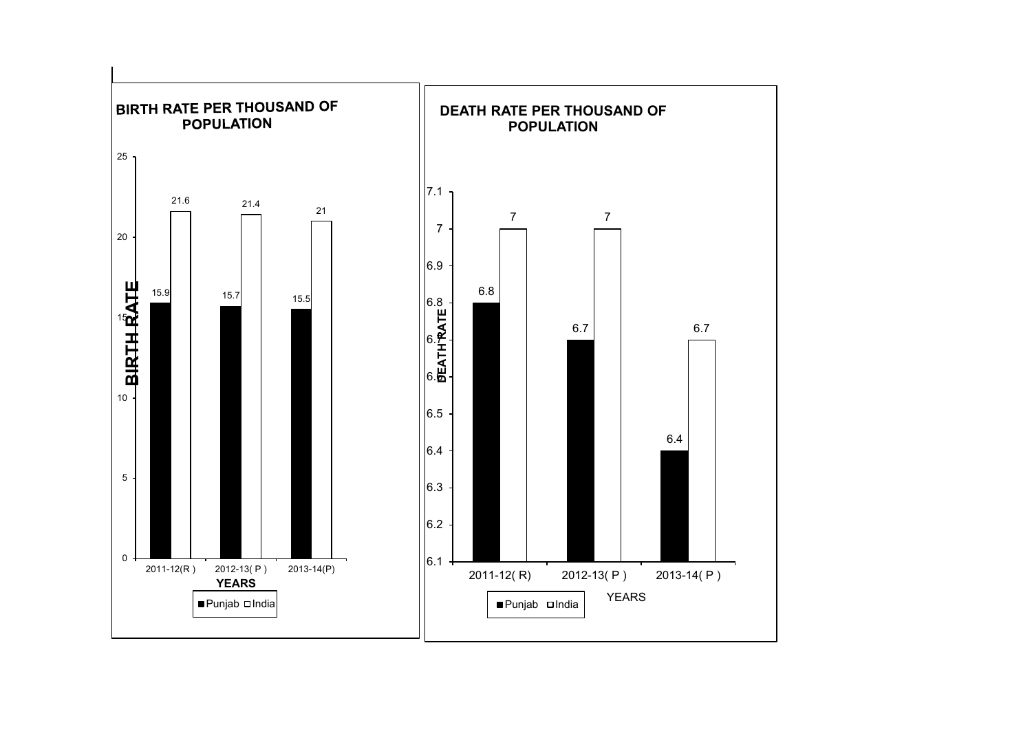## BIRTH RATE PER THOUSAND OF POPULATION

| YEARS | Punjab | India |
|---|---|---|
| 2011-12(R ) | 15.9 | 21.6 |
| 2012-13( P ) | 15.7 | 21.4 |
| 2013-14(P) | 15.5 | 21 |

## DEATH RATE PER THOUSAND OF POPULATION

| YEARS | Punjab | India |
|---|---|---|
| 2011-12( R) | 6.8 | 7 |
| 2012-13( P ) | 6.7 | 7 |
| 2013-14( P ) | 6.4 | 6.7 |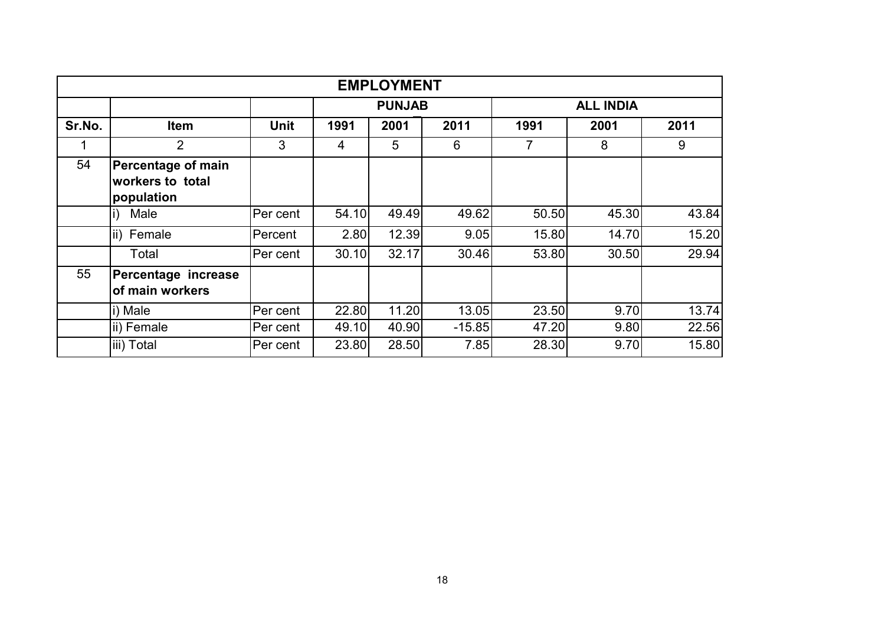## EMPLOYMENT

| Sr.No. | Item | Unit | PUNJAB | | | ALL INDIA | | |
|---|---|---|---|---|---|---|---|---|
| | | | 1991 | 2001 | 2011 | 1991 | 2001 | 2011 |
| 1 | 2 | 3 | 4 | 5 | 6 | 7 | 8 | 9 |
| 54 | **Percentage of main workers to total population** | | | | | | | |
| | i) Male | Per cent | 54.10 | 49.49 | 49.62 | 50.50 | 45.30 | 43.84 |
| | ii) Female | Percent | 2.80 | 12.39 | 9.05 | 15.80 | 14.70 | 15.20 |
| | Total | Per cent | 30.10 | 32.17 | 30.46 | 53.80 | 30.50 | 29.94 |
| 55 | **Percentage increase of main workers** | | | | | | | |
| | i) Male | Per cent | 22.80 | 11.20 | 13.05 | 23.50 | 9.70 | 13.74 |
| | ii) Female | Per cent | 49.10 | 40.90 | -15.85 | 47.20 | 9.80 | 22.56 |
| | iii) Total | Per cent | 23.80 | 28.50 | 7.85 | 28.30 | 9.70 | 15.80 |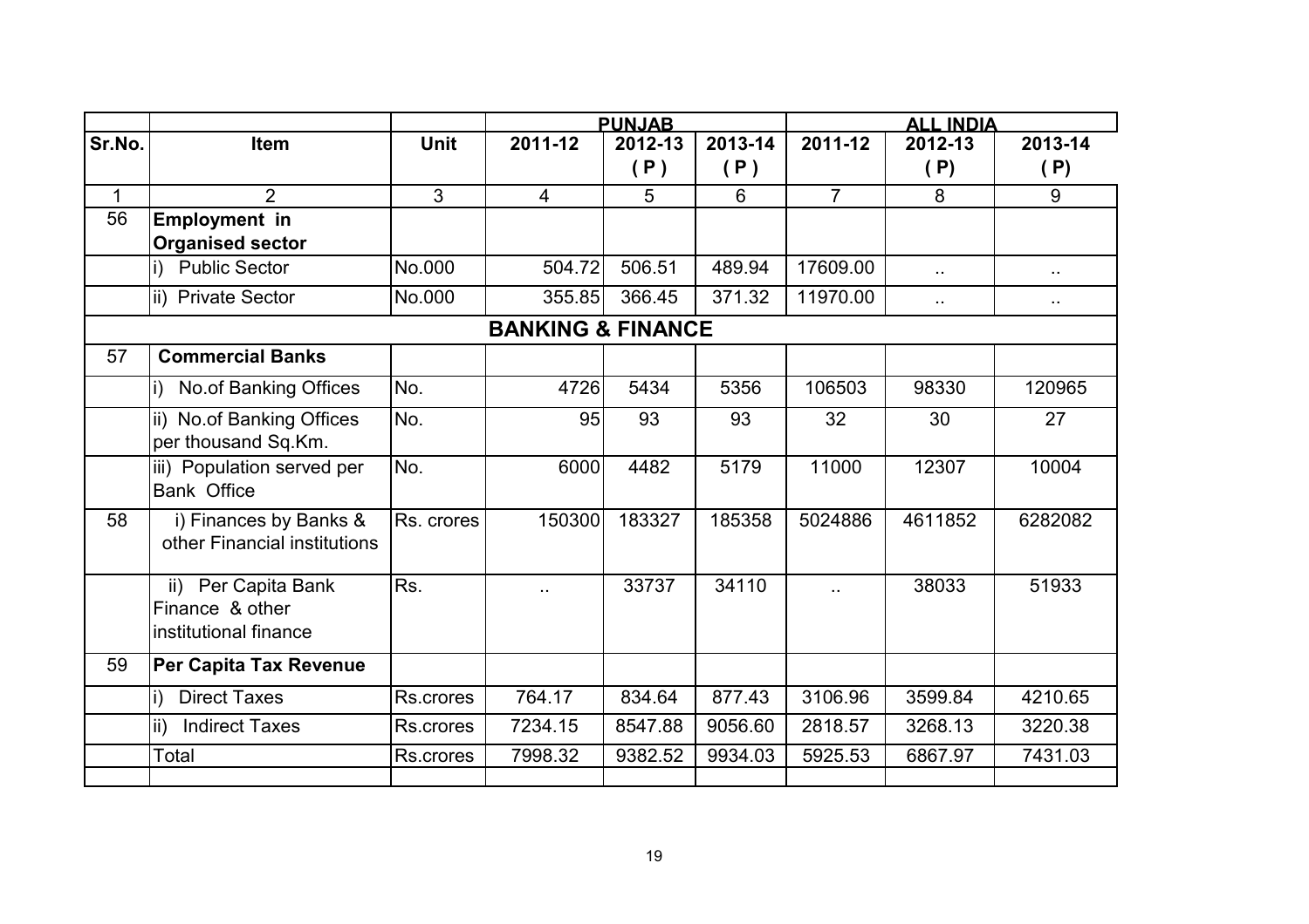| | | | PUNJAB | | | ALL INDIA | | |
|---|---|---|---|---|---|---|---|---|
| **Sr.No.** | **Item** | **Unit** | **2011-12** | **2012-13 (P)** | **2013-14 (P)** | **2011-12** | **2012-13 (P)** | **2013-14 (P)** |
| 1 | 2 | 3 | 4 | 5 | 6 | 7 | 8 | 9 |
| 56 | **Employment in Organised sector** | | | | | | | |
| | i) Public Sector | No.000 | 504.72 | 506.51 | 489.94 | 17609.00 | .. | .. |
| | ii) Private Sector | No.000 | 355.85 | 366.45 | 371.32 | 11970.00 | .. | .. |
| | | | **BANKING & FINANCE** | | | | | |
| 57 | **Commercial Banks** | | | | | | | |
| | i) No.of Banking Offices | No. | 4726 | 5434 | 5356 | 106503 | 98330 | 120965 |
| | ii) No.of Banking Offices per thousand Sq.Km. | No. | 95 | 93 | 93 | 32 | 30 | 27 |
| | iii) Population served per Bank Office | No. | 6000 | 4482 | 5179 | 11000 | 12307 | 10004 |
| 58 | i) Finances by Banks & other Financial institutions | Rs. crores | 150300 | 183327 | 185358 | 5024886 | 4611852 | 6282082 |
| | ii) Per Capita Bank Finance & other institutional finance | Rs. | .. | 33737 | 34110 | .. | 38033 | 51933 |
| 59 | **Per Capita Tax Revenue** | | | | | | | |
| | i) Direct Taxes | Rs.crores | 764.17 | 834.64 | 877.43 | 3106.96 | 3599.84 | 4210.65 |
| | ii) Indirect Taxes | Rs.crores | 7234.15 | 8547.88 | 9056.60 | 2818.57 | 3268.13 | 3220.38 |
| | Total | Rs.crores | 7998.32 | 9382.52 | 9934.03 | 5925.53 | 6867.97 | 7431.03 |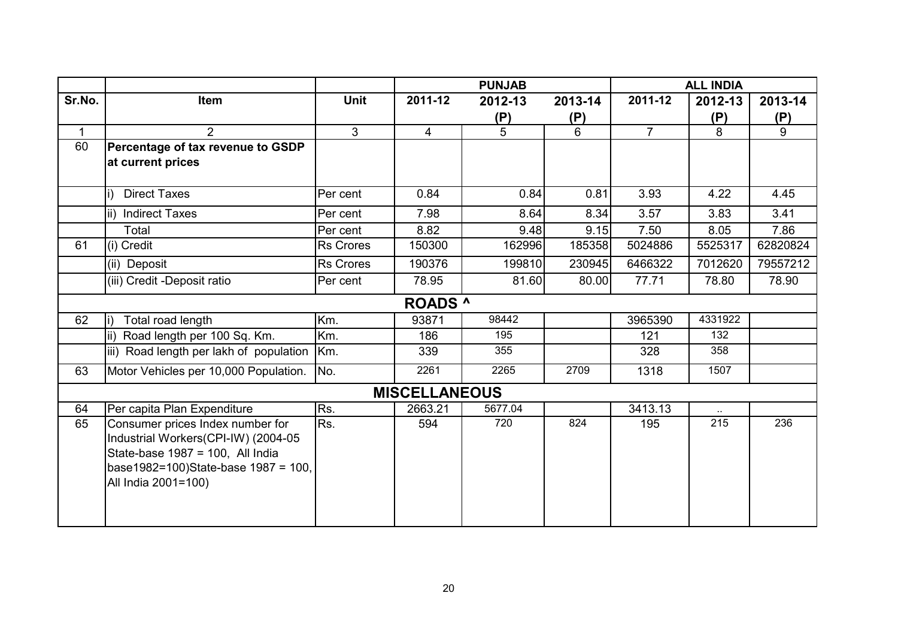| Sr.No. | Item | Unit | PUNJAB 2011-12 | PUNJAB 2012-13 (P) | PUNJAB 2013-14 (P) | ALL INDIA 2011-12 | ALL INDIA 2012-13 (P) | ALL INDIA 2013-14 (P) |
|---|---|---|---|---|---|---|---|---|
| 1 | 2 | 3 | 4 | 5 | 6 | 7 | 8 | 9 |
| 60 | **Percentage of tax revenue to GSDP at current prices** | | | | | | | |
| | i) Direct Taxes | Per cent | 0.84 | 0.84 | 0.81 | 3.93 | 4.22 | 4.45 |
| | ii) Indirect Taxes | Per cent | 7.98 | 8.64 | 8.34 | 3.57 | 3.83 | 3.41 |
| | Total | Per cent | 8.82 | 9.48 | 9.15 | 7.50 | 8.05 | 7.86 |
| 61 | (i) Credit | Rs Crores | 150300 | 162996 | 185358 | 5024886 | 5525317 | 62820824 |
| | (ii) Deposit | Rs Crores | 190376 | 199810 | 230945 | 6466322 | 7012620 | 79557212 |
| | (iii) Credit -Deposit ratio | Per cent | 78.95 | 81.60 | 80.00 | 77.71 | 78.80 | 78.90 |
| | **ROADS ^** | | | | | | | |
| 62 | i) Total road length | Km. | 93871 | 98442 | | 3965390 | 4331922 | |
| | ii) Road length per 100 Sq. Km. | Km. | 186 | 195 | | 121 | 132 | |
| | iii) Road length per lakh of population | Km. | 339 | 355 | | 328 | 358 | |
| 63 | Motor Vehicles per 10,000 Population. | No. | 2261 | 2265 | 2709 | 1318 | 1507 | |
| | **MISCELLANEOUS** | | | | | | | |
| 64 | Per capita Plan Expenditure | Rs. | 2663.21 | 5677.04 | | 3413.13 | .. | |
| 65 | Consumer prices Index number for Industrial Workers(CPI-IW) (2004-05 State-base 1987 = 100, All India base1982=100)State-base 1987 = 100, All India 2001=100) | Rs. | 594 | 720 | 824 | 195 | 215 | 236 |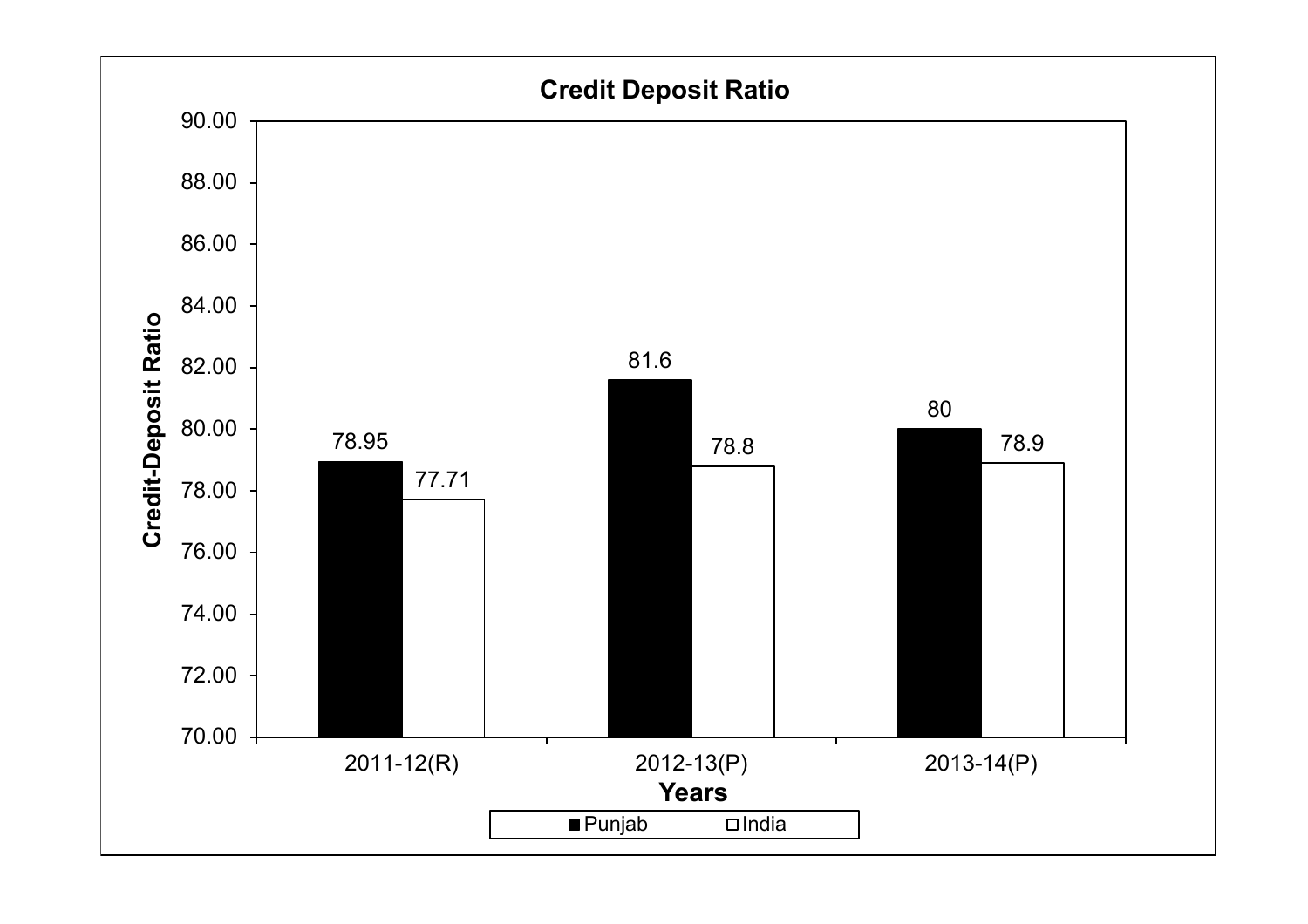## Credit Deposit Ratio

| Years | Punjab | India |
|---|---|---|
| 2011-12(R) | 78.95 | 77.71 |
| 2012-13(P) | 81.6 | 78.8 |
| 2013-14(P) | 80 | 78.9 |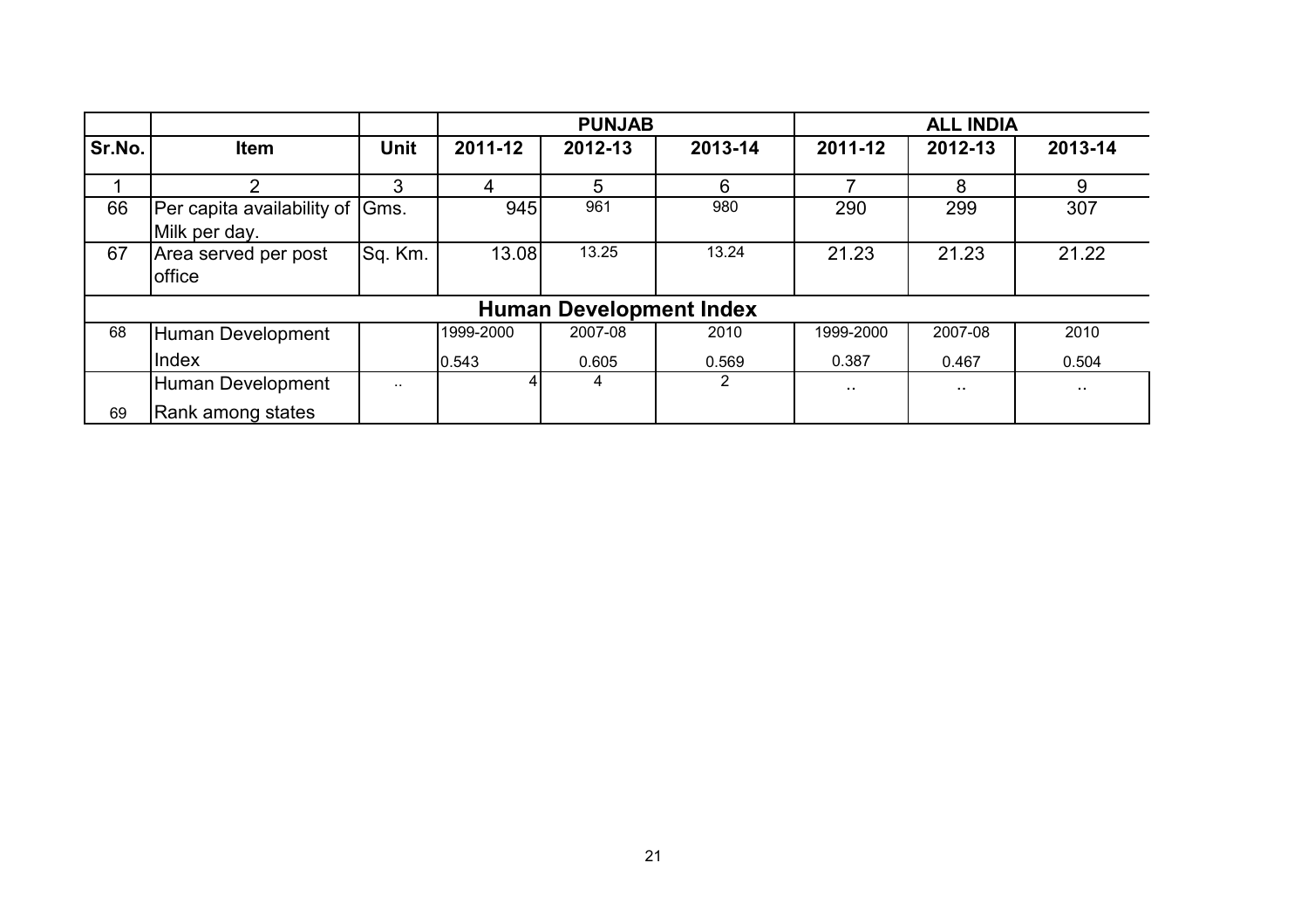| | | | PUNJAB | | | ALL INDIA | | |
|---|---|---|---|---|---|---|---|---|
| Sr.No. | Item | Unit | 2011-12 | 2012-13 | 2013-14 | 2011-12 | 2012-13 | 2013-14 |
| 1 | 2 | 3 | 4 | 5 | 6 | 7 | 8 | 9 |
| 66 | Per capita availability of Milk per day. | Gms. | 945 | 961 | 980 | 290 | 299 | 307 |
| 67 | Area served per post office | Sq. Km. | 13.08 | 13.25 | 13.24 | 21.23 | 21.23 | 21.22 |
| **Human Development Index** | | | | | | | | |
| 68 | Human Development Index | | 1999-2000<br>0.543 | 2007-08<br>0.605 | 2010<br>0.569 | 1999-2000<br>0.387 | 2007-08<br>0.467 | 2010<br>0.504 |
| 69 | Human Development Rank among states | .. | 4 | 4 | 2 | .. | .. | .. |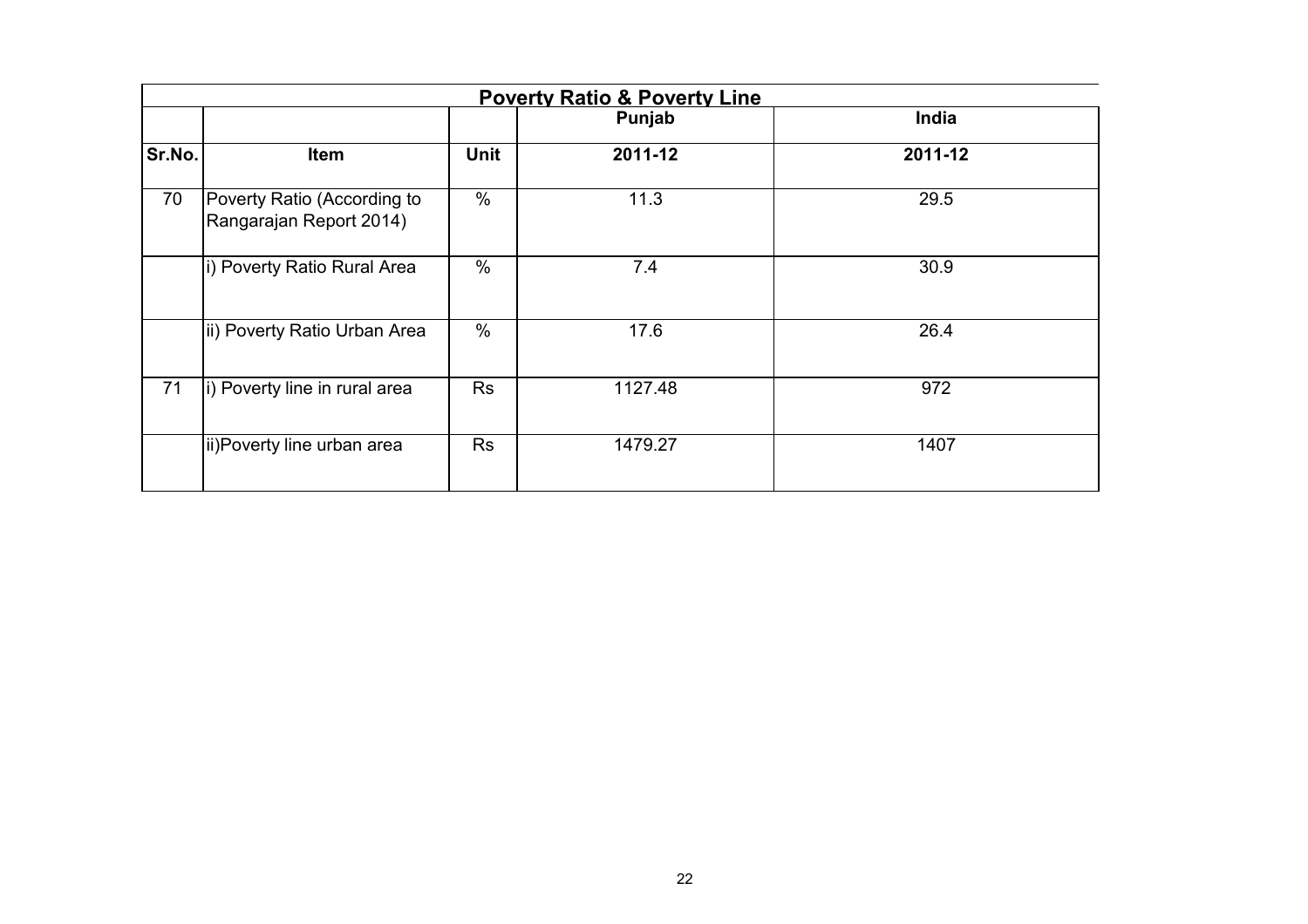## Poverty Ratio & Poverty Line

| | | | Punjab | India |
|---|---|---|---|---|
| Sr.No. | Item | Unit | 2011-12 | 2011-12 |
| 70 | Poverty Ratio (According to Rangarajan Report 2014) | % | 11.3 | 29.5 |
| | i) Poverty Ratio Rural Area | % | 7.4 | 30.9 |
| | ii) Poverty Ratio Urban Area | % | 17.6 | 26.4 |
| 71 | i) Poverty line in rural area | Rs | 1127.48 | 972 |
| | ii)Poverty line urban area | Rs | 1479.27 | 1407 |